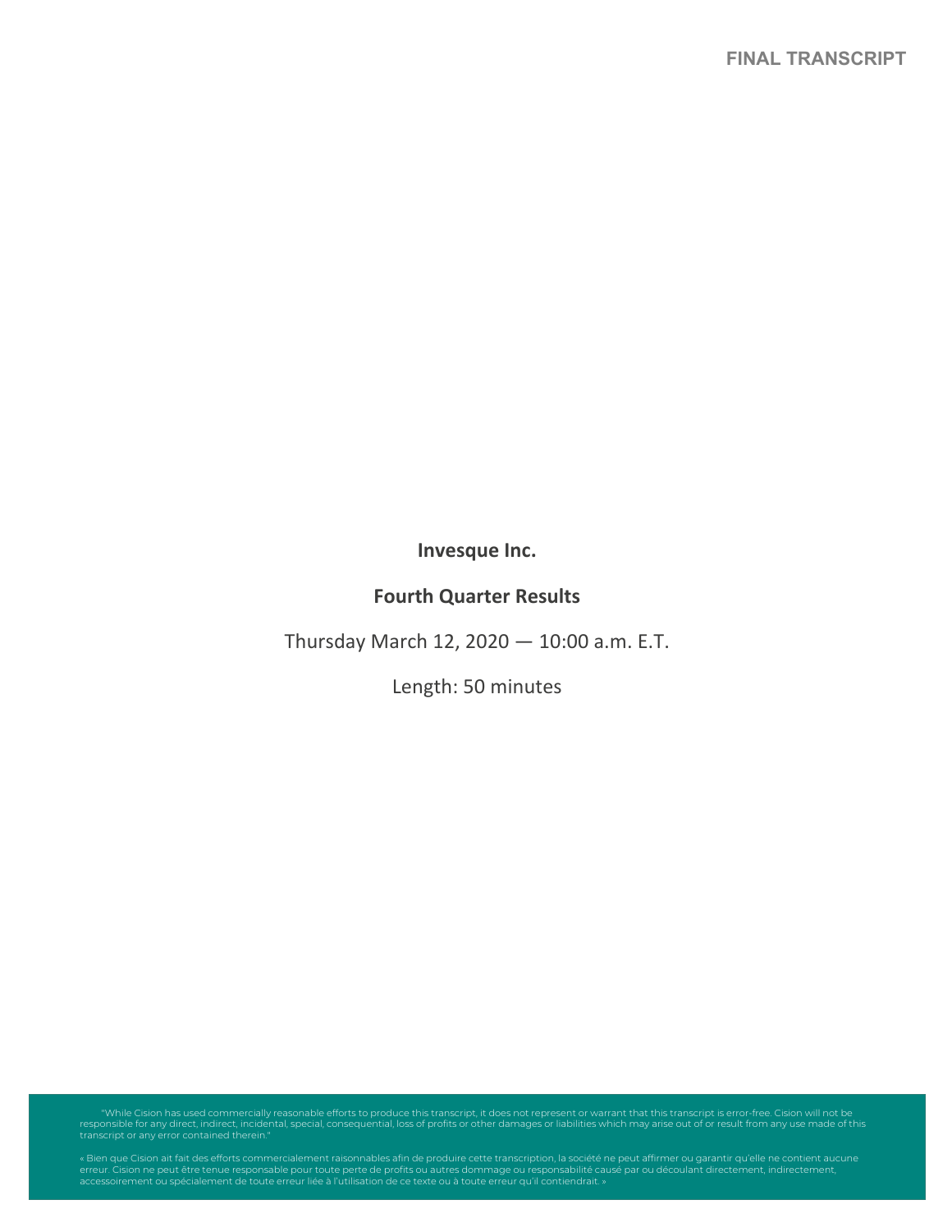FINAL TRANSCRIPT

**Invesque Inc.**

**Fourth Quarter Results**

Thursday March 12, 2020 — 10:00 a.m. E.T.

Length: 50 minutes

"While Cision has used commercially reasonable efforts to produce this transcript, it does not represent or warrant that this transcript is error-free. Cision will not be responsible for any direct, indirect, incidental, special, consequential, loss of profits or other damages or liabilities which may arise out of or result from any use made of this transcript or any error contained therein."

« Bien que Cision ait fait des efforts commercialement raisonnables afin de produire cette transcription, la société ne peut affirmer ou garantir qu'elle ne contient aucune erreur. Cision ne peut être tenue responsable pour toute perte de profits ou autres dommage ou responsabilité causé par ou découlant directement, indirectement, accessoirement ou spécialement de toute erreur liée à l'utilisation de ce texte ou à toute erreur qu'il contiendrait. »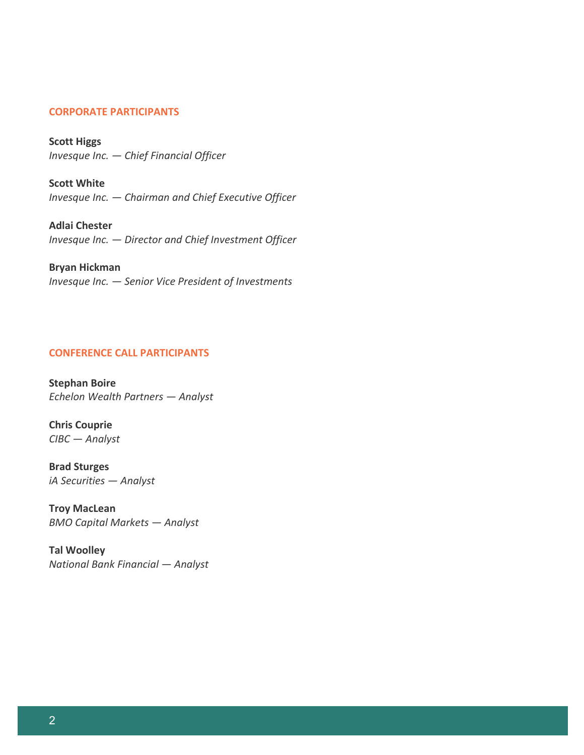## CORPORATE PARTICIPANTS

**Scott Higgs**
*Invesque Inc. — Chief Financial Officer*

**Scott White**
*Invesque Inc. — Chairman and Chief Executive Officer*

**Adlai Chester**
*Invesque Inc. — Director and Chief Investment Officer*

**Bryan Hickman**
*Invesque Inc. — Senior Vice President of Investments*

## CONFERENCE CALL PARTICIPANTS

**Stephan Boire**
*Echelon Wealth Partners — Analyst*

**Chris Couprie**
*CIBC — Analyst*

**Brad Sturges**
*iA Securities — Analyst*

**Troy MacLean**
*BMO Capital Markets — Analyst*

**Tal Woolley**
*National Bank Financial — Analyst*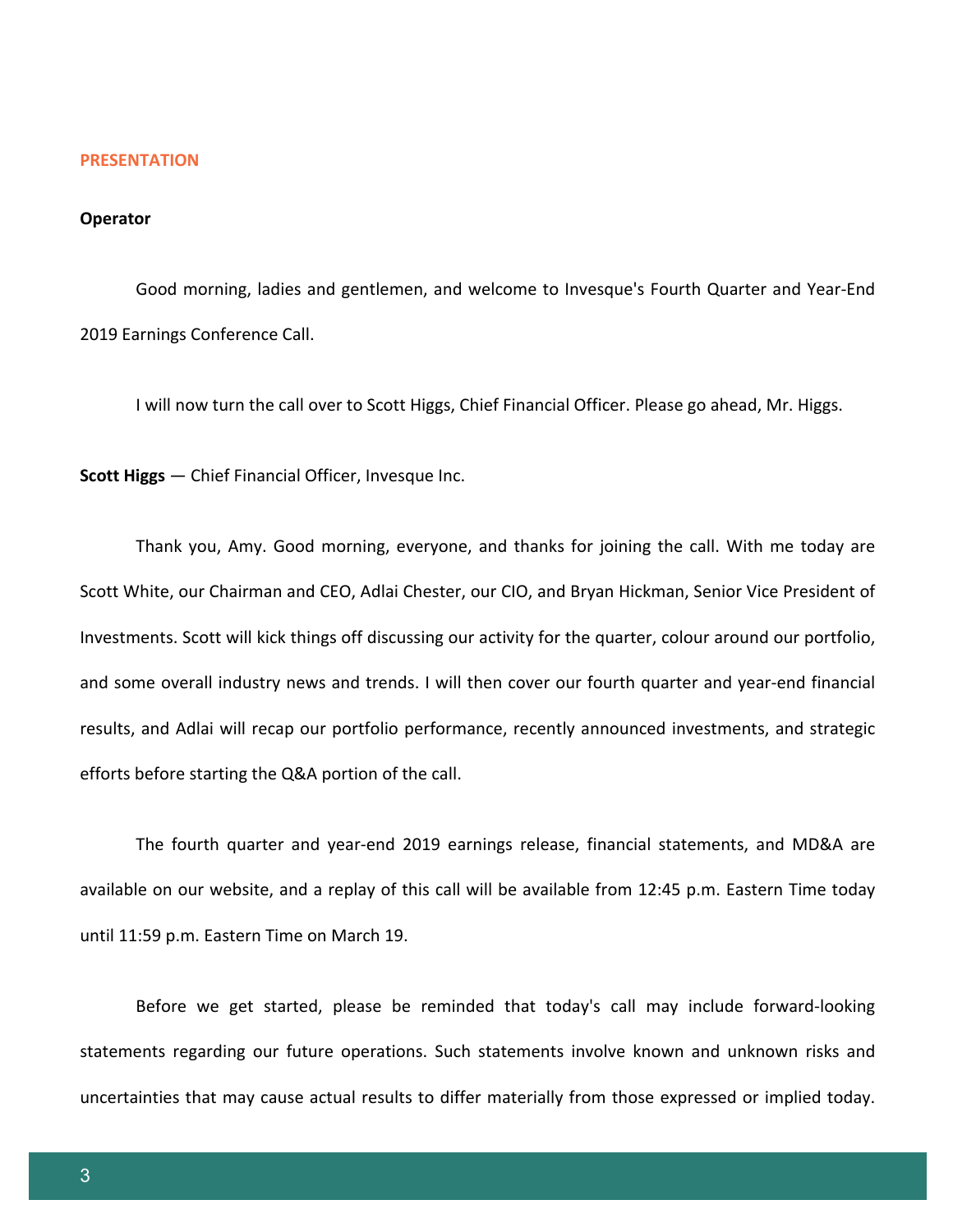## PRESENTATION

**Operator**

Good morning, ladies and gentlemen, and welcome to Invesque's Fourth Quarter and Year-End 2019 Earnings Conference Call.

I will now turn the call over to Scott Higgs, Chief Financial Officer. Please go ahead, Mr. Higgs.

**Scott Higgs** — Chief Financial Officer, Invesque Inc.

Thank you, Amy. Good morning, everyone, and thanks for joining the call. With me today are Scott White, our Chairman and CEO, Adlai Chester, our CIO, and Bryan Hickman, Senior Vice President of Investments. Scott will kick things off discussing our activity for the quarter, colour around our portfolio, and some overall industry news and trends. I will then cover our fourth quarter and year-end financial results, and Adlai will recap our portfolio performance, recently announced investments, and strategic efforts before starting the Q&A portion of the call.

The fourth quarter and year-end 2019 earnings release, financial statements, and MD&A are available on our website, and a replay of this call will be available from 12:45 p.m. Eastern Time today until 11:59 p.m. Eastern Time on March 19.

Before we get started, please be reminded that today's call may include forward-looking statements regarding our future operations. Such statements involve known and unknown risks and uncertainties that may cause actual results to differ materially from those expressed or implied today.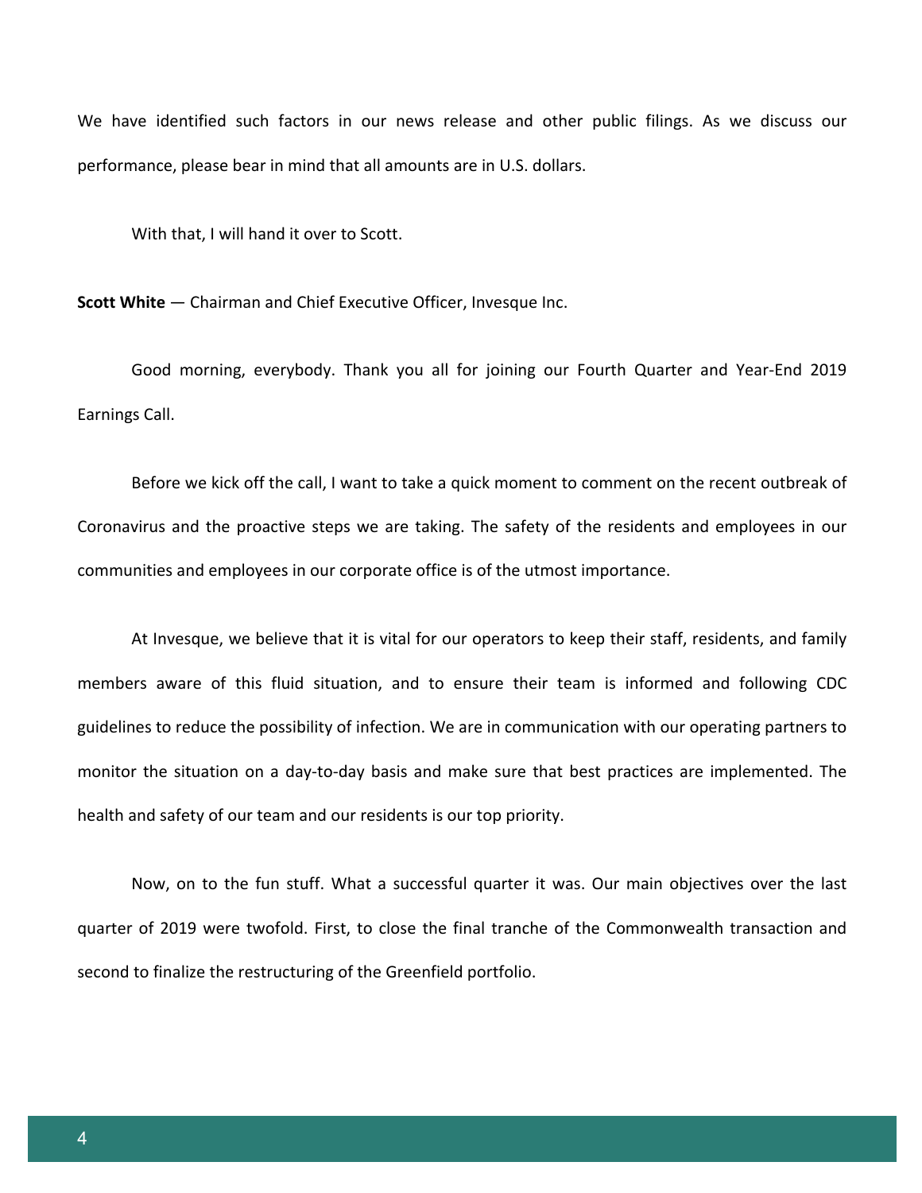We have identified such factors in our news release and other public filings. As we discuss our performance, please bear in mind that all amounts are in U.S. dollars.

With that, I will hand it over to Scott.

**Scott White** — Chairman and Chief Executive Officer, Invesque Inc.

Good morning, everybody. Thank you all for joining our Fourth Quarter and Year-End 2019 Earnings Call.

Before we kick off the call, I want to take a quick moment to comment on the recent outbreak of Coronavirus and the proactive steps we are taking. The safety of the residents and employees in our communities and employees in our corporate office is of the utmost importance.

At Invesque, we believe that it is vital for our operators to keep their staff, residents, and family members aware of this fluid situation, and to ensure their team is informed and following CDC guidelines to reduce the possibility of infection. We are in communication with our operating partners to monitor the situation on a day-to-day basis and make sure that best practices are implemented. The health and safety of our team and our residents is our top priority.

Now, on to the fun stuff. What a successful quarter it was. Our main objectives over the last quarter of 2019 were twofold. First, to close the final tranche of the Commonwealth transaction and second to finalize the restructuring of the Greenfield portfolio.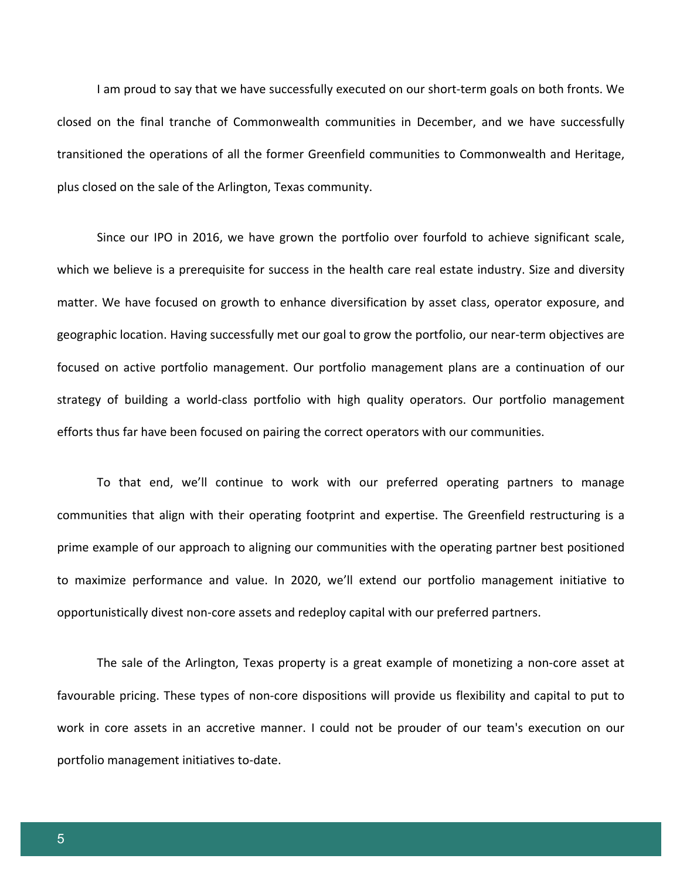I am proud to say that we have successfully executed on our short-term goals on both fronts. We closed on the final tranche of Commonwealth communities in December, and we have successfully transitioned the operations of all the former Greenfield communities to Commonwealth and Heritage, plus closed on the sale of the Arlington, Texas community.

Since our IPO in 2016, we have grown the portfolio over fourfold to achieve significant scale, which we believe is a prerequisite for success in the health care real estate industry. Size and diversity matter. We have focused on growth to enhance diversification by asset class, operator exposure, and geographic location. Having successfully met our goal to grow the portfolio, our near-term objectives are focused on active portfolio management. Our portfolio management plans are a continuation of our strategy of building a world-class portfolio with high quality operators. Our portfolio management efforts thus far have been focused on pairing the correct operators with our communities.

To that end, we'll continue to work with our preferred operating partners to manage communities that align with their operating footprint and expertise. The Greenfield restructuring is a prime example of our approach to aligning our communities with the operating partner best positioned to maximize performance and value. In 2020, we'll extend our portfolio management initiative to opportunistically divest non-core assets and redeploy capital with our preferred partners.

The sale of the Arlington, Texas property is a great example of monetizing a non-core asset at favourable pricing. These types of non-core dispositions will provide us flexibility and capital to put to work in core assets in an accretive manner. I could not be prouder of our team's execution on our portfolio management initiatives to-date.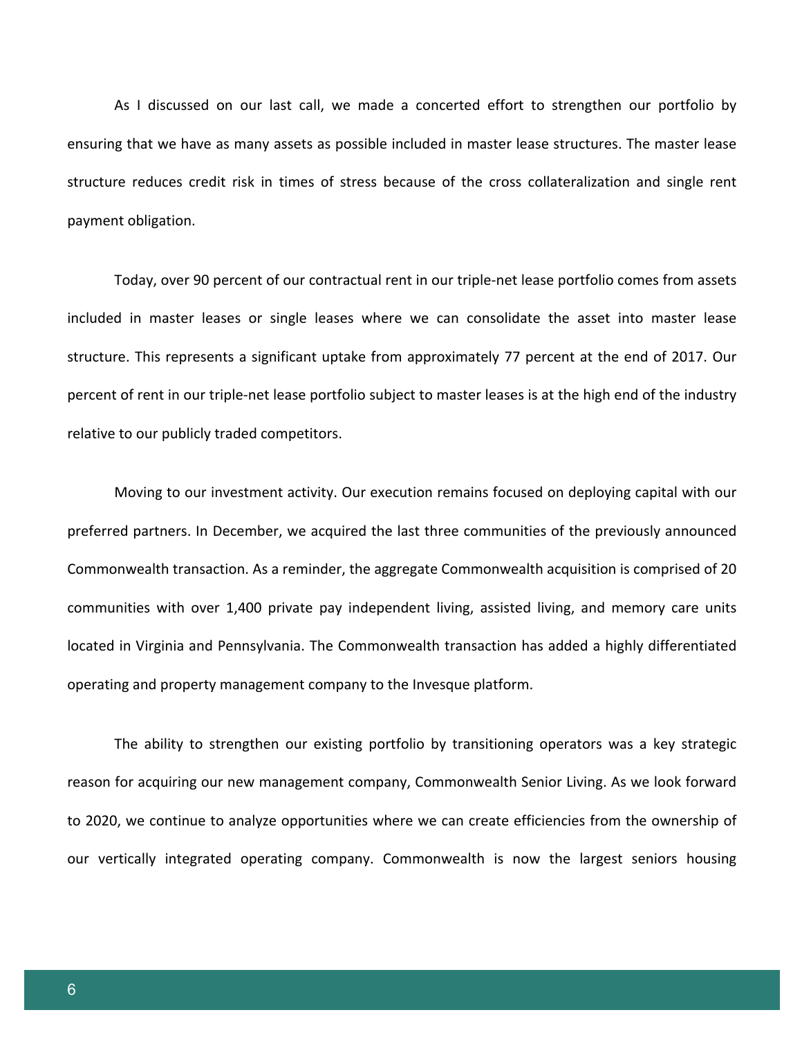As I discussed on our last call, we made a concerted effort to strengthen our portfolio by ensuring that we have as many assets as possible included in master lease structures. The master lease structure reduces credit risk in times of stress because of the cross collateralization and single rent payment obligation.

Today, over 90 percent of our contractual rent in our triple-net lease portfolio comes from assets included in master leases or single leases where we can consolidate the asset into master lease structure. This represents a significant uptake from approximately 77 percent at the end of 2017. Our percent of rent in our triple-net lease portfolio subject to master leases is at the high end of the industry relative to our publicly traded competitors.

Moving to our investment activity. Our execution remains focused on deploying capital with our preferred partners. In December, we acquired the last three communities of the previously announced Commonwealth transaction. As a reminder, the aggregate Commonwealth acquisition is comprised of 20 communities with over 1,400 private pay independent living, assisted living, and memory care units located in Virginia and Pennsylvania. The Commonwealth transaction has added a highly differentiated operating and property management company to the Invesque platform.

The ability to strengthen our existing portfolio by transitioning operators was a key strategic reason for acquiring our new management company, Commonwealth Senior Living. As we look forward to 2020, we continue to analyze opportunities where we can create efficiencies from the ownership of our vertically integrated operating company. Commonwealth is now the largest seniors housing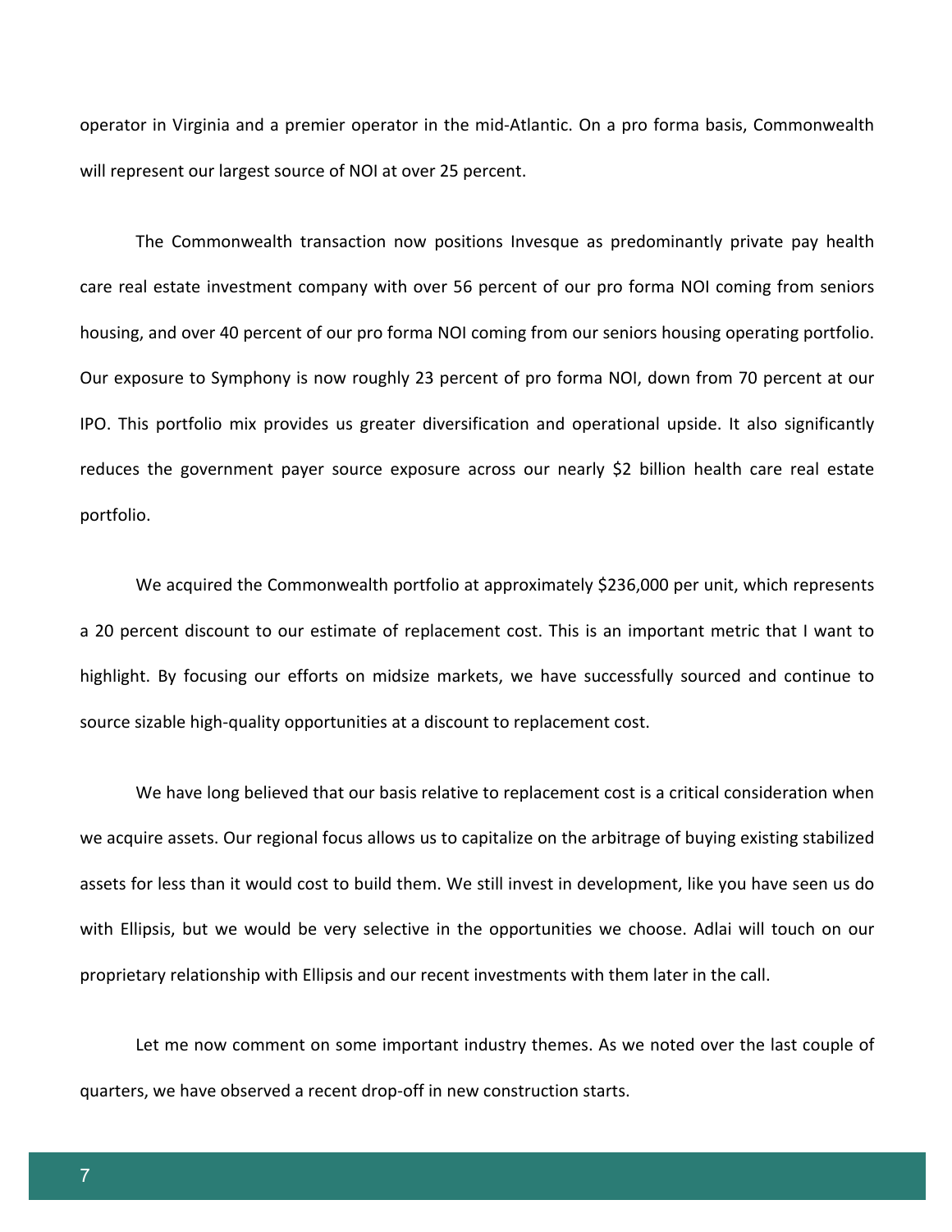operator in Virginia and a premier operator in the mid-Atlantic. On a pro forma basis, Commonwealth will represent our largest source of NOI at over 25 percent.

The Commonwealth transaction now positions Invesque as predominantly private pay health care real estate investment company with over 56 percent of our pro forma NOI coming from seniors housing, and over 40 percent of our pro forma NOI coming from our seniors housing operating portfolio. Our exposure to Symphony is now roughly 23 percent of pro forma NOI, down from 70 percent at our IPO. This portfolio mix provides us greater diversification and operational upside. It also significantly reduces the government payer source exposure across our nearly $2 billion health care real estate portfolio.

We acquired the Commonwealth portfolio at approximately $236,000 per unit, which represents a 20 percent discount to our estimate of replacement cost. This is an important metric that I want to highlight. By focusing our efforts on midsize markets, we have successfully sourced and continue to source sizable high-quality opportunities at a discount to replacement cost.

We have long believed that our basis relative to replacement cost is a critical consideration when we acquire assets. Our regional focus allows us to capitalize on the arbitrage of buying existing stabilized assets for less than it would cost to build them. We still invest in development, like you have seen us do with Ellipsis, but we would be very selective in the opportunities we choose. Adlai will touch on our proprietary relationship with Ellipsis and our recent investments with them later in the call.

Let me now comment on some important industry themes. As we noted over the last couple of quarters, we have observed a recent drop-off in new construction starts.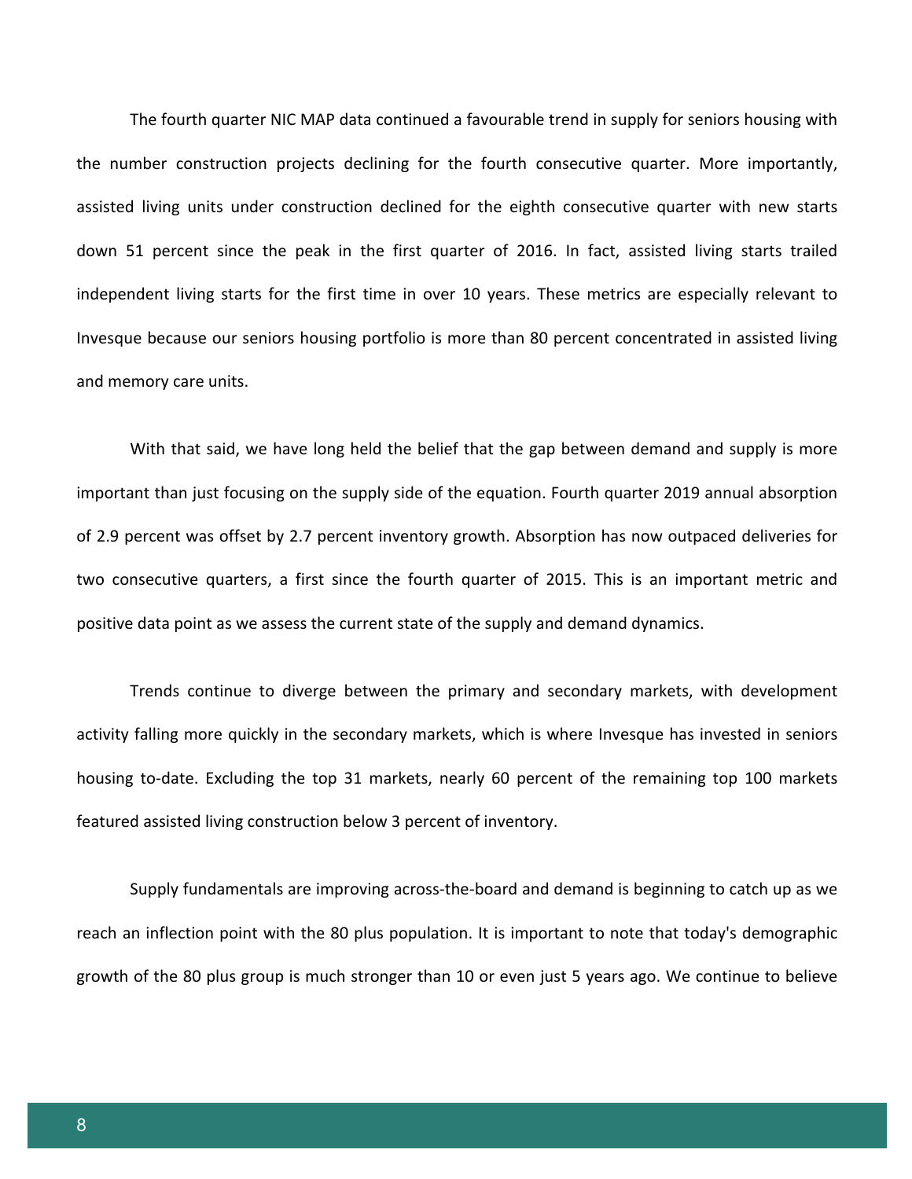The fourth quarter NIC MAP data continued a favourable trend in supply for seniors housing with the number construction projects declining for the fourth consecutive quarter. More importantly, assisted living units under construction declined for the eighth consecutive quarter with new starts down 51 percent since the peak in the first quarter of 2016. In fact, assisted living starts trailed independent living starts for the first time in over 10 years. These metrics are especially relevant to Invesque because our seniors housing portfolio is more than 80 percent concentrated in assisted living and memory care units.

With that said, we have long held the belief that the gap between demand and supply is more important than just focusing on the supply side of the equation. Fourth quarter 2019 annual absorption of 2.9 percent was offset by 2.7 percent inventory growth. Absorption has now outpaced deliveries for two consecutive quarters, a first since the fourth quarter of 2015. This is an important metric and positive data point as we assess the current state of the supply and demand dynamics.

Trends continue to diverge between the primary and secondary markets, with development activity falling more quickly in the secondary markets, which is where Invesque has invested in seniors housing to-date. Excluding the top 31 markets, nearly 60 percent of the remaining top 100 markets featured assisted living construction below 3 percent of inventory.

Supply fundamentals are improving across-the-board and demand is beginning to catch up as we reach an inflection point with the 80 plus population. It is important to note that today's demographic growth of the 80 plus group is much stronger than 10 or even just 5 years ago. We continue to believe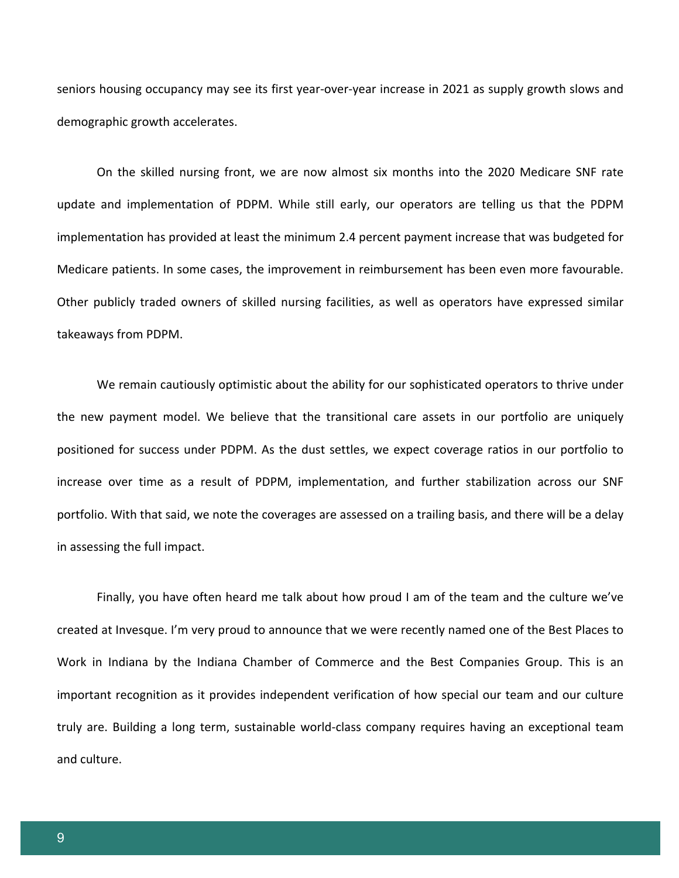seniors housing occupancy may see its first year-over-year increase in 2021 as supply growth slows and demographic growth accelerates.

On the skilled nursing front, we are now almost six months into the 2020 Medicare SNF rate update and implementation of PDPM. While still early, our operators are telling us that the PDPM implementation has provided at least the minimum 2.4 percent payment increase that was budgeted for Medicare patients. In some cases, the improvement in reimbursement has been even more favourable. Other publicly traded owners of skilled nursing facilities, as well as operators have expressed similar takeaways from PDPM.

We remain cautiously optimistic about the ability for our sophisticated operators to thrive under the new payment model. We believe that the transitional care assets in our portfolio are uniquely positioned for success under PDPM. As the dust settles, we expect coverage ratios in our portfolio to increase over time as a result of PDPM, implementation, and further stabilization across our SNF portfolio. With that said, we note the coverages are assessed on a trailing basis, and there will be a delay in assessing the full impact.

Finally, you have often heard me talk about how proud I am of the team and the culture we've created at Invesque. I'm very proud to announce that we were recently named one of the Best Places to Work in Indiana by the Indiana Chamber of Commerce and the Best Companies Group. This is an important recognition as it provides independent verification of how special our team and our culture truly are. Building a long term, sustainable world-class company requires having an exceptional team and culture.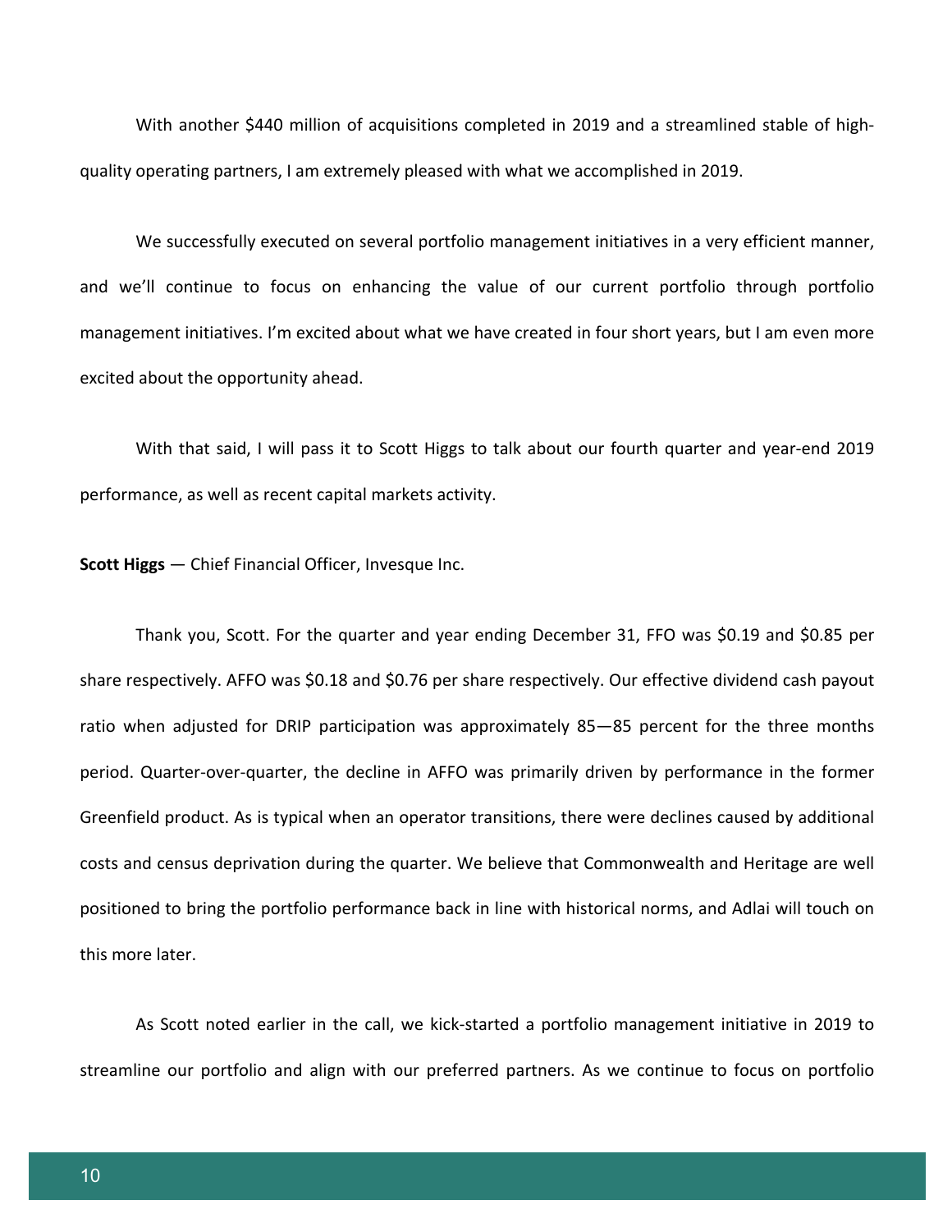With another $440 million of acquisitions completed in 2019 and a streamlined stable of high-quality operating partners, I am extremely pleased with what we accomplished in 2019.

We successfully executed on several portfolio management initiatives in a very efficient manner, and we'll continue to focus on enhancing the value of our current portfolio through portfolio management initiatives. I'm excited about what we have created in four short years, but I am even more excited about the opportunity ahead.

With that said, I will pass it to Scott Higgs to talk about our fourth quarter and year-end 2019 performance, as well as recent capital markets activity.

**Scott Higgs** — Chief Financial Officer, Invesque Inc.

Thank you, Scott. For the quarter and year ending December 31, FFO was $0.19 and $0.85 per share respectively. AFFO was $0.18 and $0.76 per share respectively. Our effective dividend cash payout ratio when adjusted for DRIP participation was approximately 85—85 percent for the three months period. Quarter-over-quarter, the decline in AFFO was primarily driven by performance in the former Greenfield product. As is typical when an operator transitions, there were declines caused by additional costs and census deprivation during the quarter. We believe that Commonwealth and Heritage are well positioned to bring the portfolio performance back in line with historical norms, and Adlai will touch on this more later.

As Scott noted earlier in the call, we kick-started a portfolio management initiative in 2019 to streamline our portfolio and align with our preferred partners. As we continue to focus on portfolio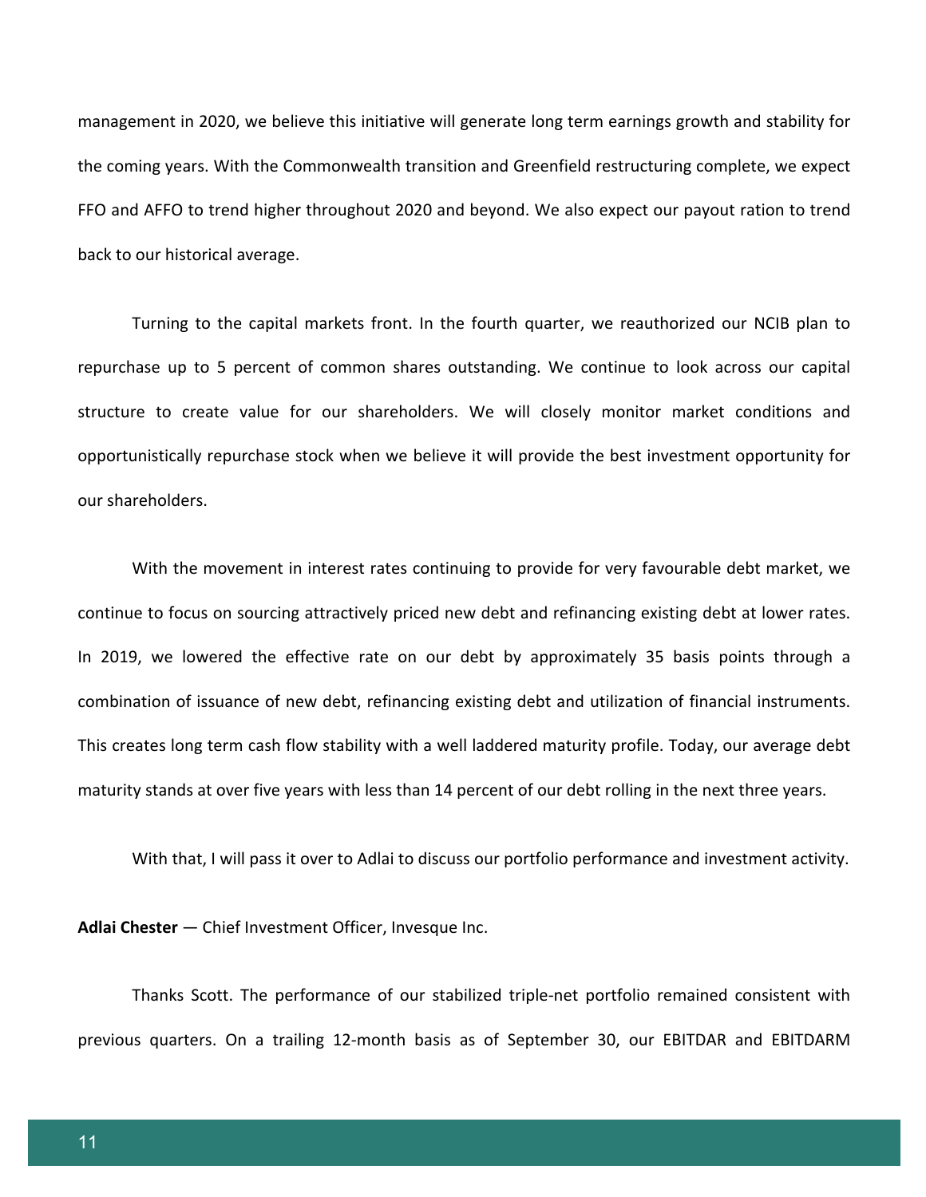management in 2020, we believe this initiative will generate long term earnings growth and stability for the coming years. With the Commonwealth transition and Greenfield restructuring complete, we expect FFO and AFFO to trend higher throughout 2020 and beyond. We also expect our payout ration to trend back to our historical average.

Turning to the capital markets front. In the fourth quarter, we reauthorized our NCIB plan to repurchase up to 5 percent of common shares outstanding. We continue to look across our capital structure to create value for our shareholders. We will closely monitor market conditions and opportunistically repurchase stock when we believe it will provide the best investment opportunity for our shareholders.

With the movement in interest rates continuing to provide for very favourable debt market, we continue to focus on sourcing attractively priced new debt and refinancing existing debt at lower rates. In 2019, we lowered the effective rate on our debt by approximately 35 basis points through a combination of issuance of new debt, refinancing existing debt and utilization of financial instruments. This creates long term cash flow stability with a well laddered maturity profile. Today, our average debt maturity stands at over five years with less than 14 percent of our debt rolling in the next three years.

With that, I will pass it over to Adlai to discuss our portfolio performance and investment activity.

**Adlai Chester** — Chief Investment Officer, Invesque Inc.

Thanks Scott. The performance of our stabilized triple-net portfolio remained consistent with previous quarters. On a trailing 12-month basis as of September 30, our EBITDAR and EBITDARM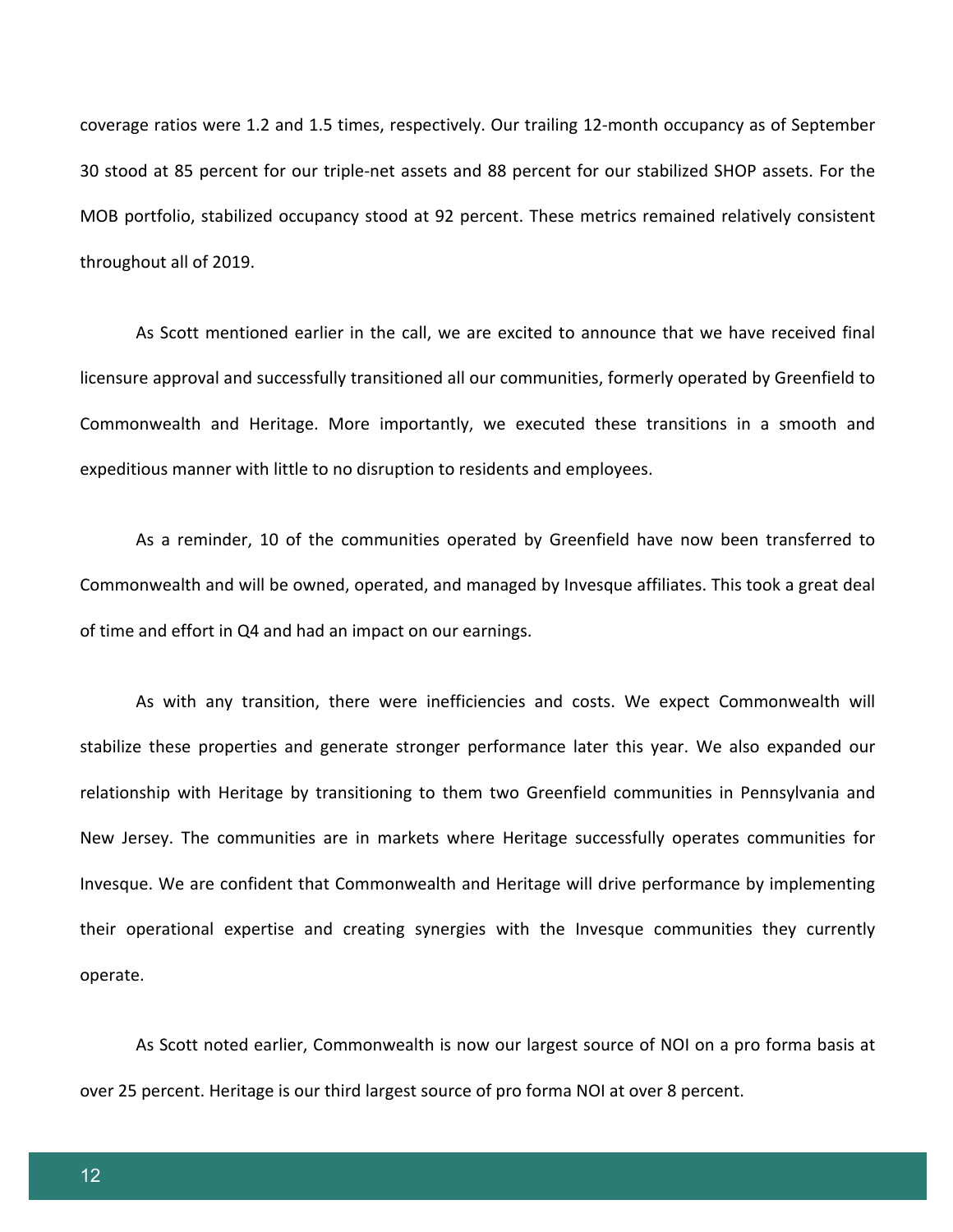coverage ratios were 1.2 and 1.5 times, respectively. Our trailing 12-month occupancy as of September 30 stood at 85 percent for our triple-net assets and 88 percent for our stabilized SHOP assets. For the MOB portfolio, stabilized occupancy stood at 92 percent. These metrics remained relatively consistent throughout all of 2019.

As Scott mentioned earlier in the call, we are excited to announce that we have received final licensure approval and successfully transitioned all our communities, formerly operated by Greenfield to Commonwealth and Heritage. More importantly, we executed these transitions in a smooth and expeditious manner with little to no disruption to residents and employees.

As a reminder, 10 of the communities operated by Greenfield have now been transferred to Commonwealth and will be owned, operated, and managed by Invesque affiliates. This took a great deal of time and effort in Q4 and had an impact on our earnings.

As with any transition, there were inefficiencies and costs. We expect Commonwealth will stabilize these properties and generate stronger performance later this year. We also expanded our relationship with Heritage by transitioning to them two Greenfield communities in Pennsylvania and New Jersey. The communities are in markets where Heritage successfully operates communities for Invesque. We are confident that Commonwealth and Heritage will drive performance by implementing their operational expertise and creating synergies with the Invesque communities they currently operate.

As Scott noted earlier, Commonwealth is now our largest source of NOI on a pro forma basis at over 25 percent. Heritage is our third largest source of pro forma NOI at over 8 percent.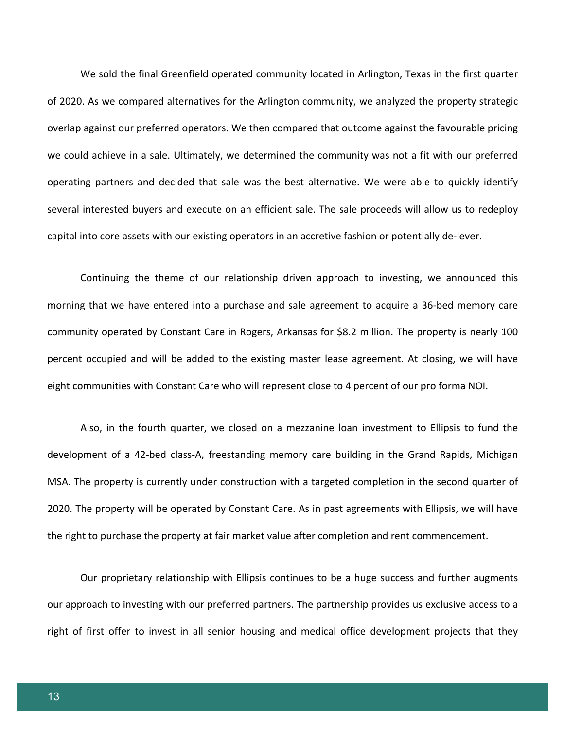We sold the final Greenfield operated community located in Arlington, Texas in the first quarter of 2020. As we compared alternatives for the Arlington community, we analyzed the property strategic overlap against our preferred operators. We then compared that outcome against the favourable pricing we could achieve in a sale. Ultimately, we determined the community was not a fit with our preferred operating partners and decided that sale was the best alternative. We were able to quickly identify several interested buyers and execute on an efficient sale. The sale proceeds will allow us to redeploy capital into core assets with our existing operators in an accretive fashion or potentially de-lever.

Continuing the theme of our relationship driven approach to investing, we announced this morning that we have entered into a purchase and sale agreement to acquire a 36-bed memory care community operated by Constant Care in Rogers, Arkansas for $8.2 million. The property is nearly 100 percent occupied and will be added to the existing master lease agreement. At closing, we will have eight communities with Constant Care who will represent close to 4 percent of our pro forma NOI.

Also, in the fourth quarter, we closed on a mezzanine loan investment to Ellipsis to fund the development of a 42-bed class-A, freestanding memory care building in the Grand Rapids, Michigan MSA. The property is currently under construction with a targeted completion in the second quarter of 2020. The property will be operated by Constant Care. As in past agreements with Ellipsis, we will have the right to purchase the property at fair market value after completion and rent commencement.

Our proprietary relationship with Ellipsis continues to be a huge success and further augments our approach to investing with our preferred partners. The partnership provides us exclusive access to a right of first offer to invest in all senior housing and medical office development projects that they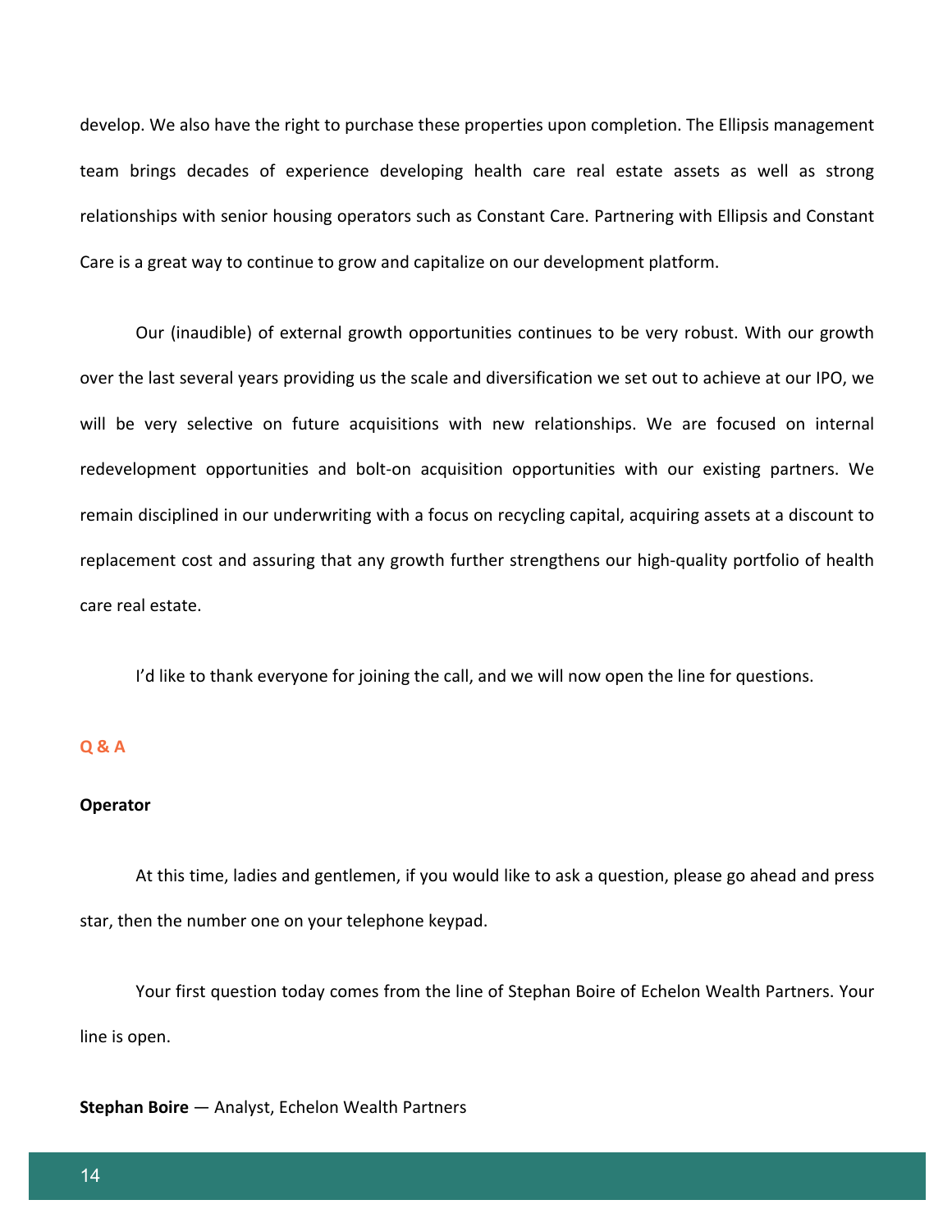develop. We also have the right to purchase these properties upon completion. The Ellipsis management team brings decades of experience developing health care real estate assets as well as strong relationships with senior housing operators such as Constant Care. Partnering with Ellipsis and Constant Care is a great way to continue to grow and capitalize on our development platform.

Our (inaudible) of external growth opportunities continues to be very robust. With our growth over the last several years providing us the scale and diversification we set out to achieve at our IPO, we will be very selective on future acquisitions with new relationships. We are focused on internal redevelopment opportunities and bolt-on acquisition opportunities with our existing partners. We remain disciplined in our underwriting with a focus on recycling capital, acquiring assets at a discount to replacement cost and assuring that any growth further strengthens our high-quality portfolio of health care real estate.

I'd like to thank everyone for joining the call, and we will now open the line for questions.

## Q & A

**Operator**

At this time, ladies and gentlemen, if you would like to ask a question, please go ahead and press star, then the number one on your telephone keypad.

Your first question today comes from the line of Stephan Boire of Echelon Wealth Partners. Your line is open.

**Stephan Boire** — Analyst, Echelon Wealth Partners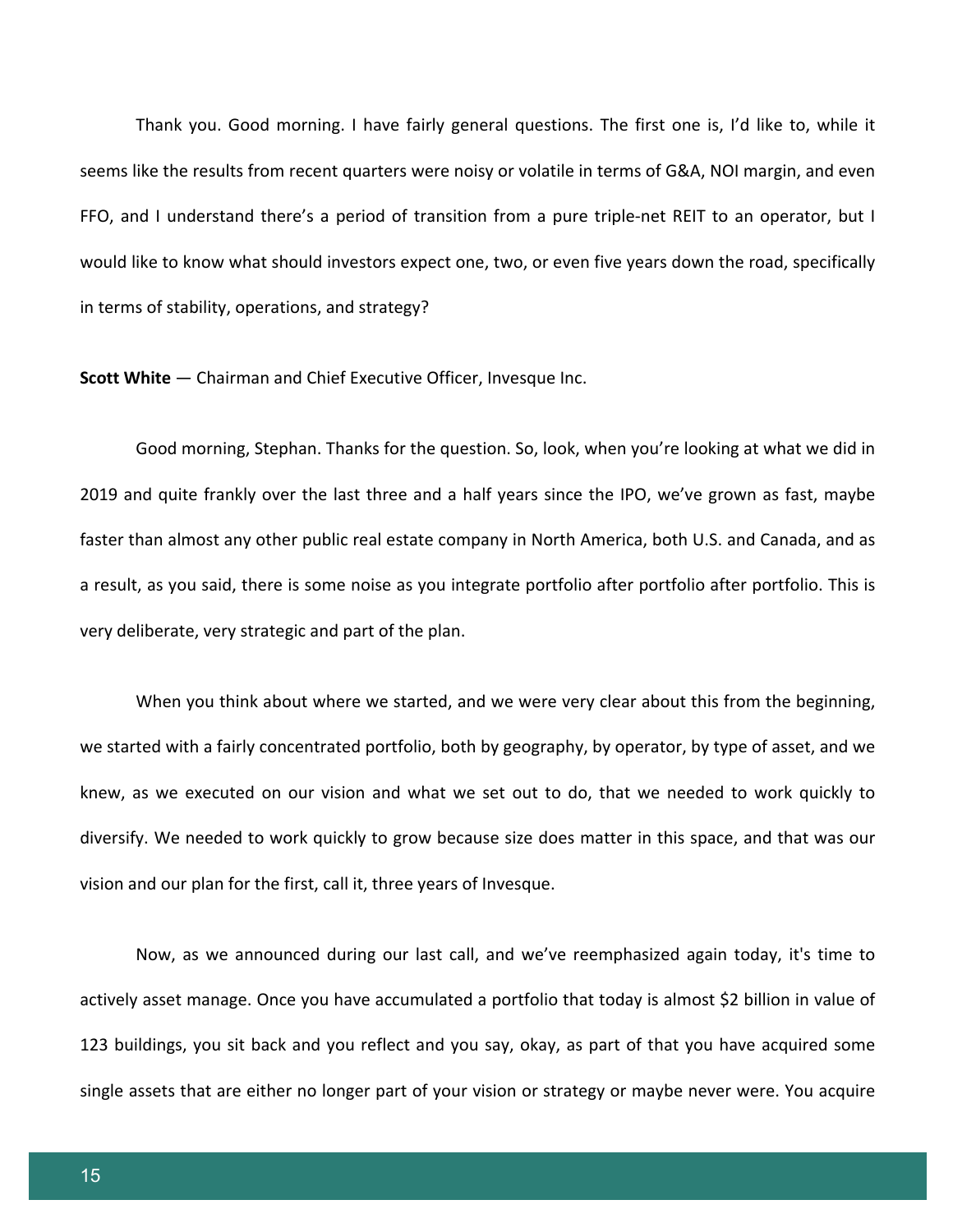Thank you. Good morning. I have fairly general questions. The first one is, I'd like to, while it seems like the results from recent quarters were noisy or volatile in terms of G&A, NOI margin, and even FFO, and I understand there's a period of transition from a pure triple-net REIT to an operator, but I would like to know what should investors expect one, two, or even five years down the road, specifically in terms of stability, operations, and strategy?

**Scott White** — Chairman and Chief Executive Officer, Invesque Inc.

Good morning, Stephan. Thanks for the question. So, look, when you're looking at what we did in 2019 and quite frankly over the last three and a half years since the IPO, we've grown as fast, maybe faster than almost any other public real estate company in North America, both U.S. and Canada, and as a result, as you said, there is some noise as you integrate portfolio after portfolio after portfolio. This is very deliberate, very strategic and part of the plan.

When you think about where we started, and we were very clear about this from the beginning, we started with a fairly concentrated portfolio, both by geography, by operator, by type of asset, and we knew, as we executed on our vision and what we set out to do, that we needed to work quickly to diversify. We needed to work quickly to grow because size does matter in this space, and that was our vision and our plan for the first, call it, three years of Invesque.

Now, as we announced during our last call, and we've reemphasized again today, it's time to actively asset manage. Once you have accumulated a portfolio that today is almost $2 billion in value of 123 buildings, you sit back and you reflect and you say, okay, as part of that you have acquired some single assets that are either no longer part of your vision or strategy or maybe never were. You acquire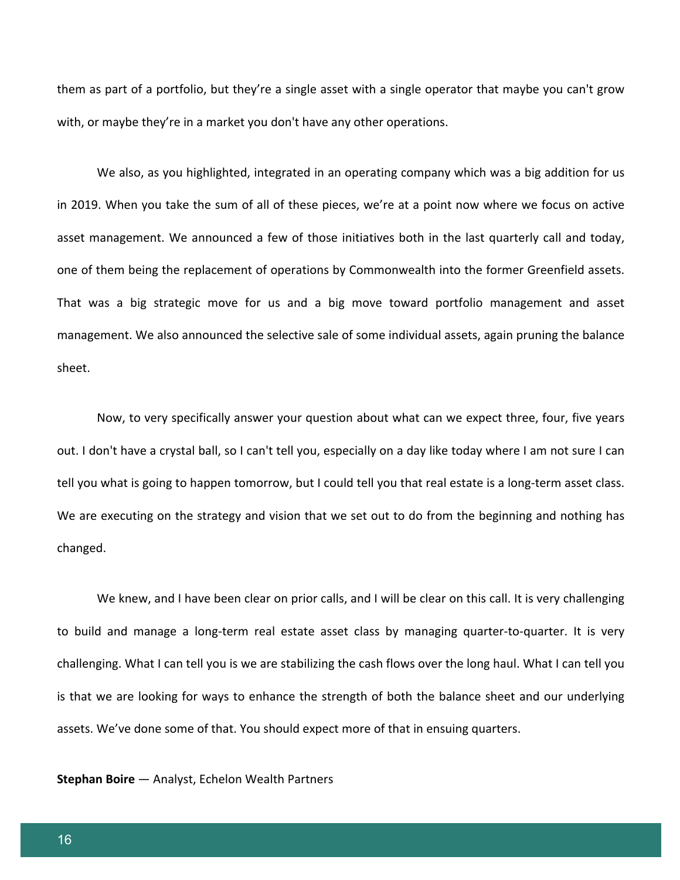them as part of a portfolio, but they're a single asset with a single operator that maybe you can't grow with, or maybe they're in a market you don't have any other operations.

We also, as you highlighted, integrated in an operating company which was a big addition for us in 2019. When you take the sum of all of these pieces, we're at a point now where we focus on active asset management. We announced a few of those initiatives both in the last quarterly call and today, one of them being the replacement of operations by Commonwealth into the former Greenfield assets. That was a big strategic move for us and a big move toward portfolio management and asset management. We also announced the selective sale of some individual assets, again pruning the balance sheet.

Now, to very specifically answer your question about what can we expect three, four, five years out. I don't have a crystal ball, so I can't tell you, especially on a day like today where I am not sure I can tell you what is going to happen tomorrow, but I could tell you that real estate is a long-term asset class. We are executing on the strategy and vision that we set out to do from the beginning and nothing has changed.

We knew, and I have been clear on prior calls, and I will be clear on this call. It is very challenging to build and manage a long-term real estate asset class by managing quarter-to-quarter. It is very challenging. What I can tell you is we are stabilizing the cash flows over the long haul. What I can tell you is that we are looking for ways to enhance the strength of both the balance sheet and our underlying assets. We've done some of that. You should expect more of that in ensuing quarters.

**Stephan Boire** — Analyst, Echelon Wealth Partners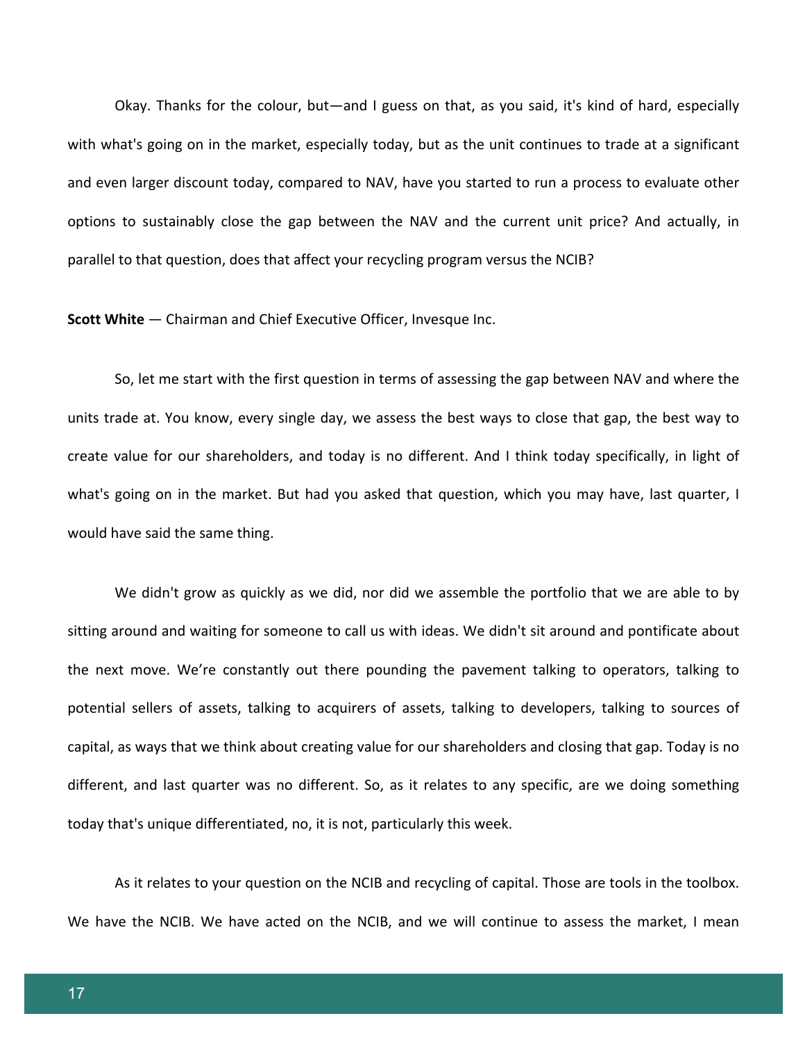Okay. Thanks for the colour, but—and I guess on that, as you said, it's kind of hard, especially with what's going on in the market, especially today, but as the unit continues to trade at a significant and even larger discount today, compared to NAV, have you started to run a process to evaluate other options to sustainably close the gap between the NAV and the current unit price? And actually, in parallel to that question, does that affect your recycling program versus the NCIB?

**Scott White** — Chairman and Chief Executive Officer, Invesque Inc.

So, let me start with the first question in terms of assessing the gap between NAV and where the units trade at. You know, every single day, we assess the best ways to close that gap, the best way to create value for our shareholders, and today is no different. And I think today specifically, in light of what's going on in the market. But had you asked that question, which you may have, last quarter, I would have said the same thing.

We didn't grow as quickly as we did, nor did we assemble the portfolio that we are able to by sitting around and waiting for someone to call us with ideas. We didn't sit around and pontificate about the next move. We're constantly out there pounding the pavement talking to operators, talking to potential sellers of assets, talking to acquirers of assets, talking to developers, talking to sources of capital, as ways that we think about creating value for our shareholders and closing that gap. Today is no different, and last quarter was no different. So, as it relates to any specific, are we doing something today that's unique differentiated, no, it is not, particularly this week.

As it relates to your question on the NCIB and recycling of capital. Those are tools in the toolbox. We have the NCIB. We have acted on the NCIB, and we will continue to assess the market, I mean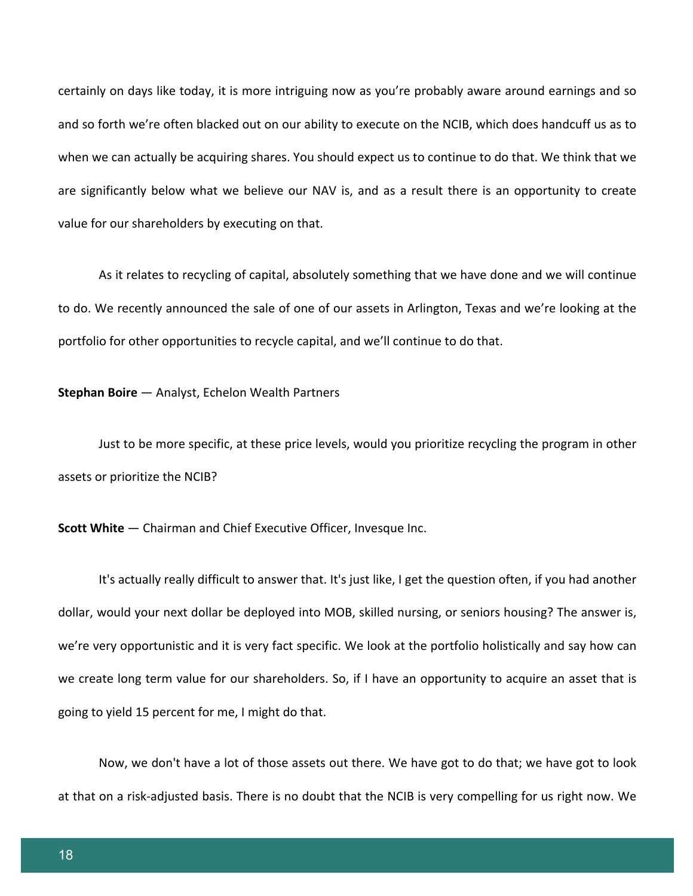certainly on days like today, it is more intriguing now as you're probably aware around earnings and so and so forth we're often blacked out on our ability to execute on the NCIB, which does handcuff us as to when we can actually be acquiring shares. You should expect us to continue to do that. We think that we are significantly below what we believe our NAV is, and as a result there is an opportunity to create value for our shareholders by executing on that.

As it relates to recycling of capital, absolutely something that we have done and we will continue to do. We recently announced the sale of one of our assets in Arlington, Texas and we're looking at the portfolio for other opportunities to recycle capital, and we'll continue to do that.

**Stephan Boire** — Analyst, Echelon Wealth Partners

Just to be more specific, at these price levels, would you prioritize recycling the program in other assets or prioritize the NCIB?

**Scott White** — Chairman and Chief Executive Officer, Invesque Inc.

It's actually really difficult to answer that. It's just like, I get the question often, if you had another dollar, would your next dollar be deployed into MOB, skilled nursing, or seniors housing? The answer is, we're very opportunistic and it is very fact specific. We look at the portfolio holistically and say how can we create long term value for our shareholders. So, if I have an opportunity to acquire an asset that is going to yield 15 percent for me, I might do that.

Now, we don't have a lot of those assets out there. We have got to do that; we have got to look at that on a risk-adjusted basis. There is no doubt that the NCIB is very compelling for us right now. We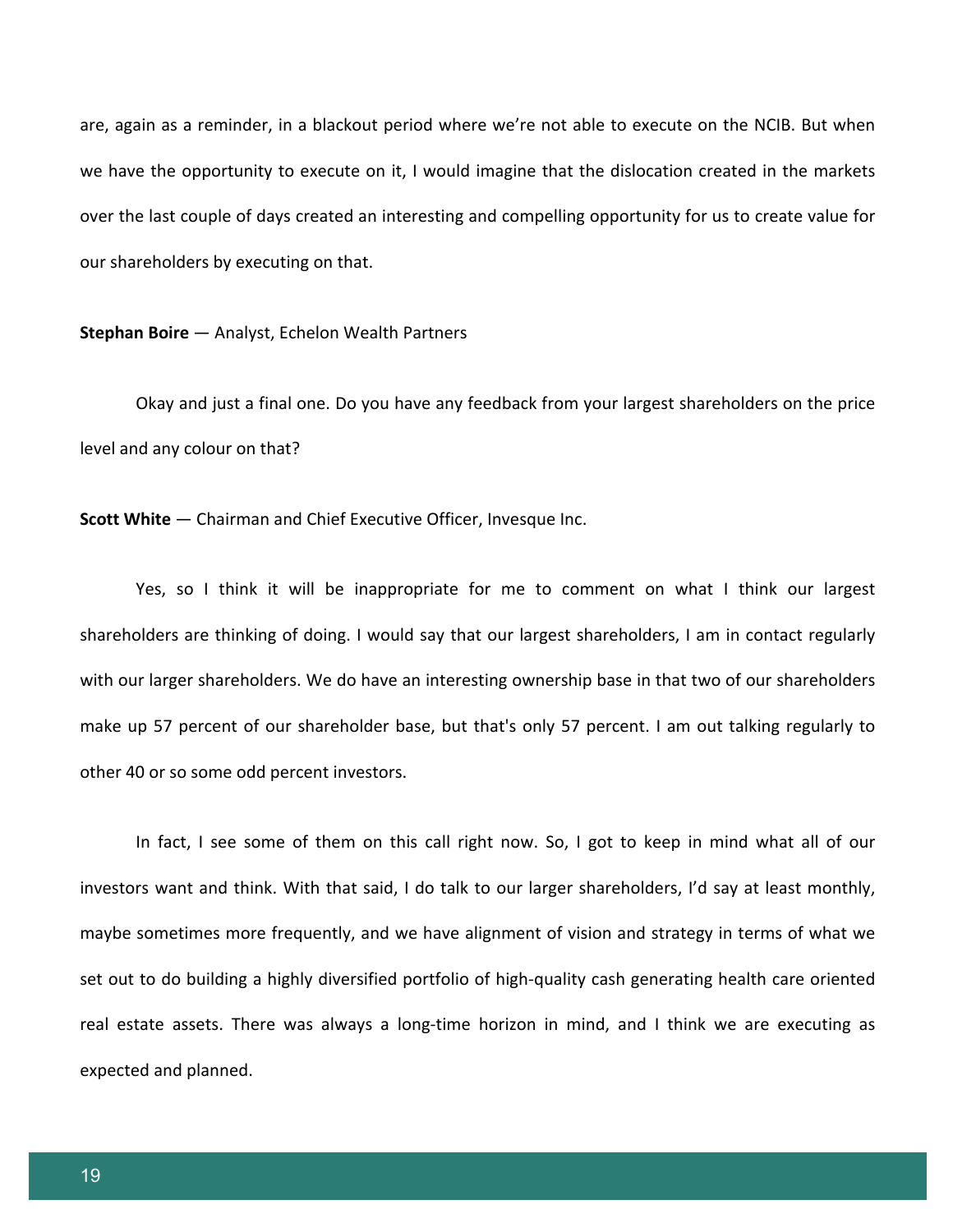are, again as a reminder, in a blackout period where we're not able to execute on the NCIB. But when we have the opportunity to execute on it, I would imagine that the dislocation created in the markets over the last couple of days created an interesting and compelling opportunity for us to create value for our shareholders by executing on that.

**Stephan Boire** — Analyst, Echelon Wealth Partners

Okay and just a final one. Do you have any feedback from your largest shareholders on the price level and any colour on that?

**Scott White** — Chairman and Chief Executive Officer, Invesque Inc.

Yes, so I think it will be inappropriate for me to comment on what I think our largest shareholders are thinking of doing. I would say that our largest shareholders, I am in contact regularly with our larger shareholders. We do have an interesting ownership base in that two of our shareholders make up 57 percent of our shareholder base, but that's only 57 percent. I am out talking regularly to other 40 or so some odd percent investors.

In fact, I see some of them on this call right now. So, I got to keep in mind what all of our investors want and think. With that said, I do talk to our larger shareholders, I'd say at least monthly, maybe sometimes more frequently, and we have alignment of vision and strategy in terms of what we set out to do building a highly diversified portfolio of high-quality cash generating health care oriented real estate assets. There was always a long-time horizon in mind, and I think we are executing as expected and planned.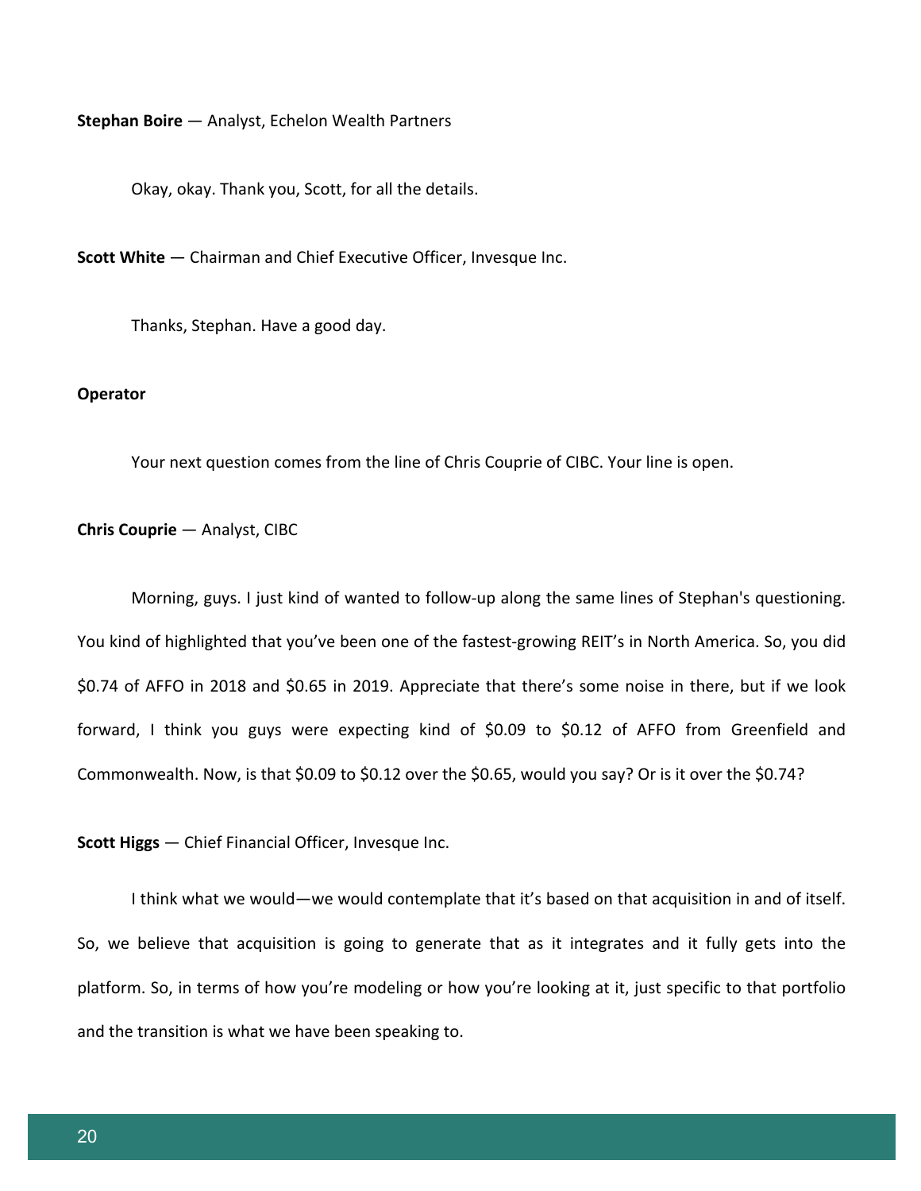**Stephan Boire** — Analyst, Echelon Wealth Partners

Okay, okay. Thank you, Scott, for all the details.

**Scott White** — Chairman and Chief Executive Officer, Invesque Inc.

Thanks, Stephan. Have a good day.

**Operator**

Your next question comes from the line of Chris Couprie of CIBC. Your line is open.

**Chris Couprie** — Analyst, CIBC

Morning, guys. I just kind of wanted to follow-up along the same lines of Stephan's questioning. You kind of highlighted that you've been one of the fastest-growing REIT's in North America. So, you did $0.74 of AFFO in 2018 and $0.65 in 2019. Appreciate that there's some noise in there, but if we look forward, I think you guys were expecting kind of $0.09 to $0.12 of AFFO from Greenfield and Commonwealth. Now, is that $0.09 to $0.12 over the $0.65, would you say? Or is it over the $0.74?

**Scott Higgs** — Chief Financial Officer, Invesque Inc.

I think what we would—we would contemplate that it's based on that acquisition in and of itself. So, we believe that acquisition is going to generate that as it integrates and it fully gets into the platform. So, in terms of how you're modeling or how you're looking at it, just specific to that portfolio and the transition is what we have been speaking to.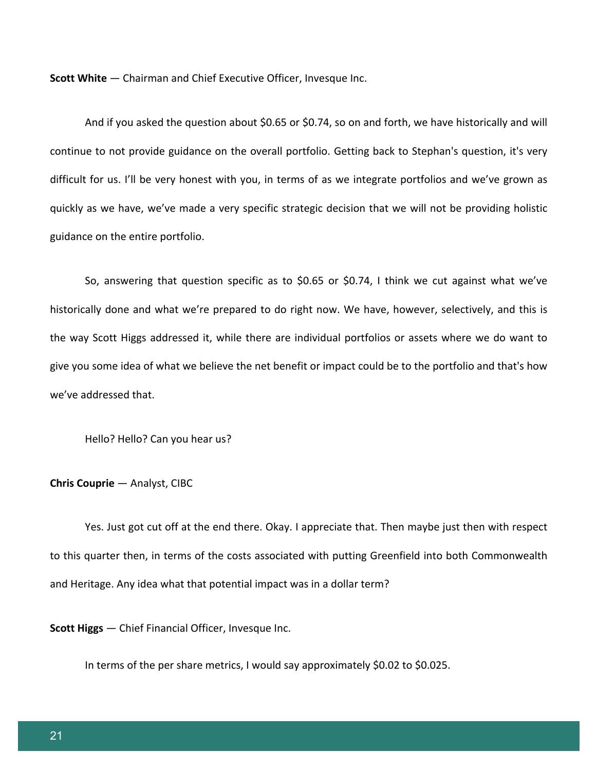**Scott White** — Chairman and Chief Executive Officer, Invesque Inc.

And if you asked the question about $0.65 or $0.74, so on and forth, we have historically and will continue to not provide guidance on the overall portfolio. Getting back to Stephan's question, it's very difficult for us. I'll be very honest with you, in terms of as we integrate portfolios and we've grown as quickly as we have, we've made a very specific strategic decision that we will not be providing holistic guidance on the entire portfolio.

So, answering that question specific as to $0.65 or $0.74, I think we cut against what we've historically done and what we're prepared to do right now. We have, however, selectively, and this is the way Scott Higgs addressed it, while there are individual portfolios or assets where we do want to give you some idea of what we believe the net benefit or impact could be to the portfolio and that's how we've addressed that.

Hello? Hello? Can you hear us?

**Chris Couprie** — Analyst, CIBC

Yes. Just got cut off at the end there. Okay. I appreciate that. Then maybe just then with respect to this quarter then, in terms of the costs associated with putting Greenfield into both Commonwealth and Heritage. Any idea what that potential impact was in a dollar term?

**Scott Higgs** — Chief Financial Officer, Invesque Inc.

In terms of the per share metrics, I would say approximately $0.02 to $0.025.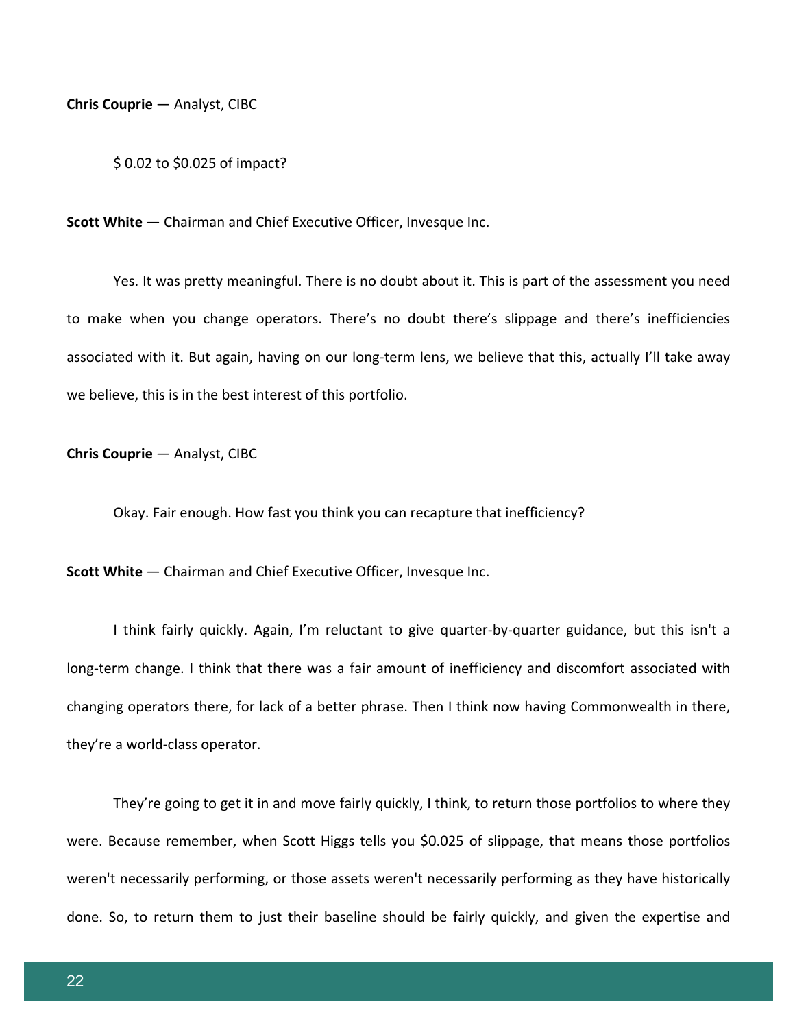**Chris Couprie** — Analyst, CIBC

$ 0.02 to $0.025 of impact?

**Scott White** — Chairman and Chief Executive Officer, Invesque Inc.

Yes. It was pretty meaningful. There is no doubt about it. This is part of the assessment you need to make when you change operators. There's no doubt there's slippage and there's inefficiencies associated with it. But again, having on our long-term lens, we believe that this, actually I'll take away we believe, this is in the best interest of this portfolio.

**Chris Couprie** — Analyst, CIBC

Okay. Fair enough. How fast you think you can recapture that inefficiency?

**Scott White** — Chairman and Chief Executive Officer, Invesque Inc.

I think fairly quickly. Again, I'm reluctant to give quarter-by-quarter guidance, but this isn't a long-term change. I think that there was a fair amount of inefficiency and discomfort associated with changing operators there, for lack of a better phrase. Then I think now having Commonwealth in there, they're a world-class operator.

They're going to get it in and move fairly quickly, I think, to return those portfolios to where they were. Because remember, when Scott Higgs tells you $0.025 of slippage, that means those portfolios weren't necessarily performing, or those assets weren't necessarily performing as they have historically done. So, to return them to just their baseline should be fairly quickly, and given the expertise and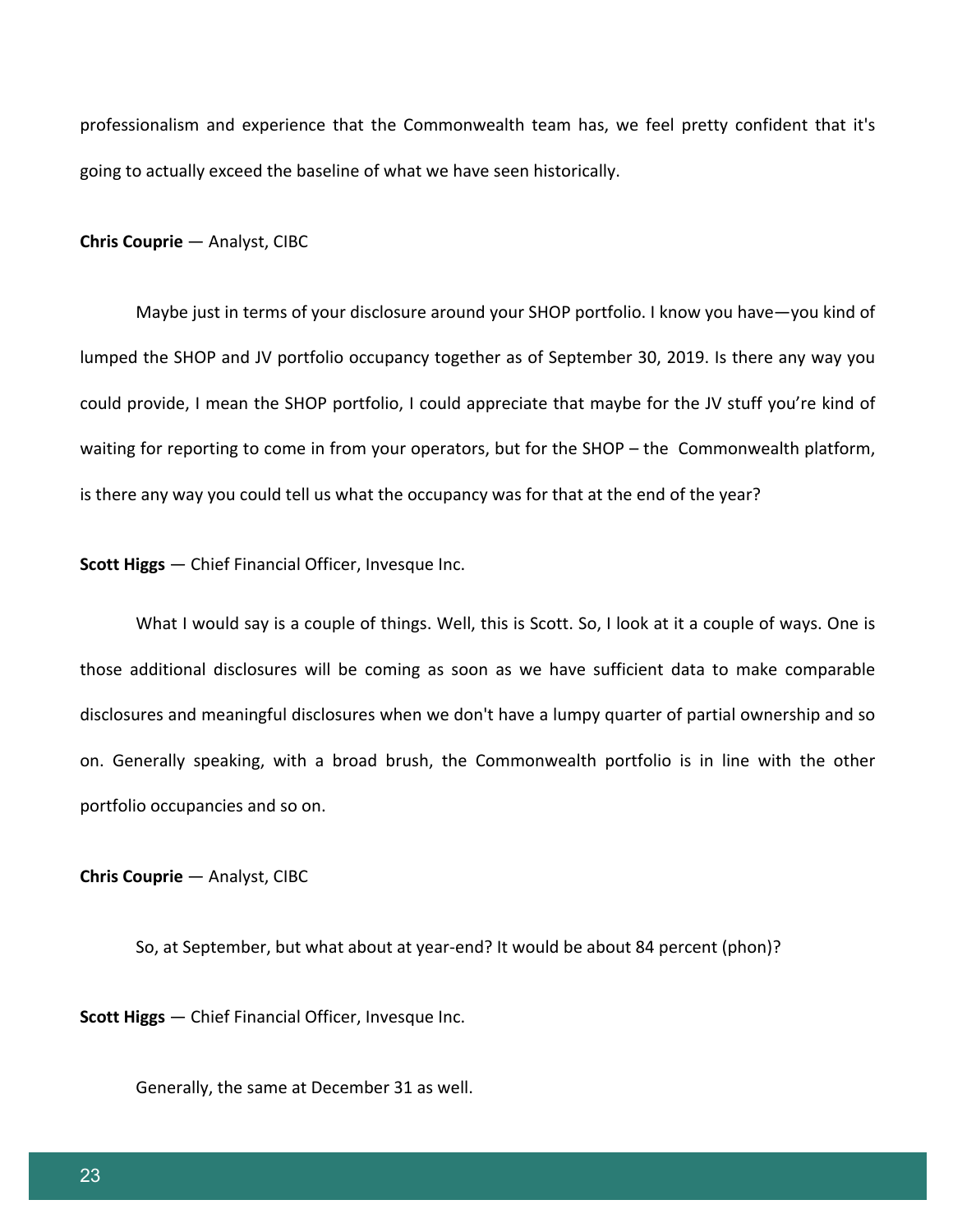professionalism and experience that the Commonwealth team has, we feel pretty confident that it's going to actually exceed the baseline of what we have seen historically.

**Chris Couprie** — Analyst, CIBC

Maybe just in terms of your disclosure around your SHOP portfolio. I know you have—you kind of lumped the SHOP and JV portfolio occupancy together as of September 30, 2019. Is there any way you could provide, I mean the SHOP portfolio, I could appreciate that maybe for the JV stuff you're kind of waiting for reporting to come in from your operators, but for the SHOP – the Commonwealth platform, is there any way you could tell us what the occupancy was for that at the end of the year?

**Scott Higgs** — Chief Financial Officer, Invesque Inc.

What I would say is a couple of things. Well, this is Scott. So, I look at it a couple of ways. One is those additional disclosures will be coming as soon as we have sufficient data to make comparable disclosures and meaningful disclosures when we don't have a lumpy quarter of partial ownership and so on. Generally speaking, with a broad brush, the Commonwealth portfolio is in line with the other portfolio occupancies and so on.

**Chris Couprie** — Analyst, CIBC

So, at September, but what about at year-end? It would be about 84 percent (phon)?

**Scott Higgs** — Chief Financial Officer, Invesque Inc.

Generally, the same at December 31 as well.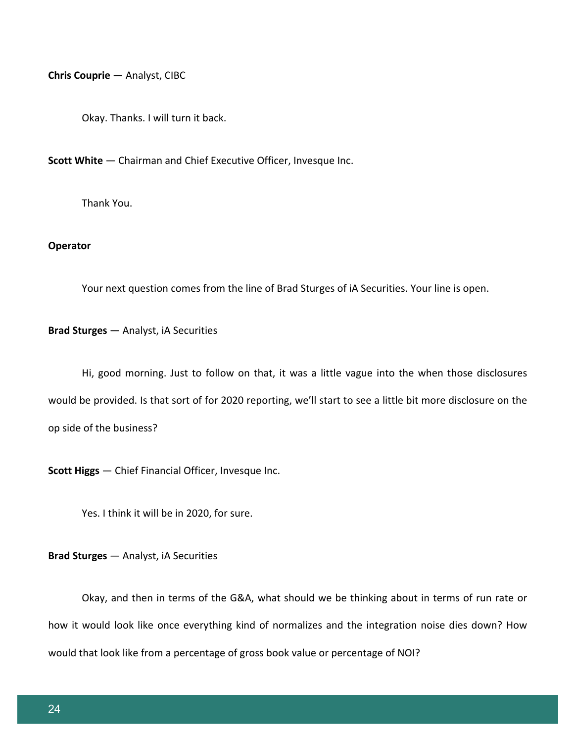**Chris Couprie** — Analyst, CIBC

Okay. Thanks. I will turn it back.

**Scott White** — Chairman and Chief Executive Officer, Invesque Inc.

Thank You.

**Operator**

Your next question comes from the line of Brad Sturges of iA Securities. Your line is open.

**Brad Sturges** — Analyst, iA Securities

Hi, good morning. Just to follow on that, it was a little vague into the when those disclosures would be provided. Is that sort of for 2020 reporting, we'll start to see a little bit more disclosure on the op side of the business?

**Scott Higgs** — Chief Financial Officer, Invesque Inc.

Yes. I think it will be in 2020, for sure.

**Brad Sturges** — Analyst, iA Securities

Okay, and then in terms of the G&A, what should we be thinking about in terms of run rate or how it would look like once everything kind of normalizes and the integration noise dies down? How would that look like from a percentage of gross book value or percentage of NOI?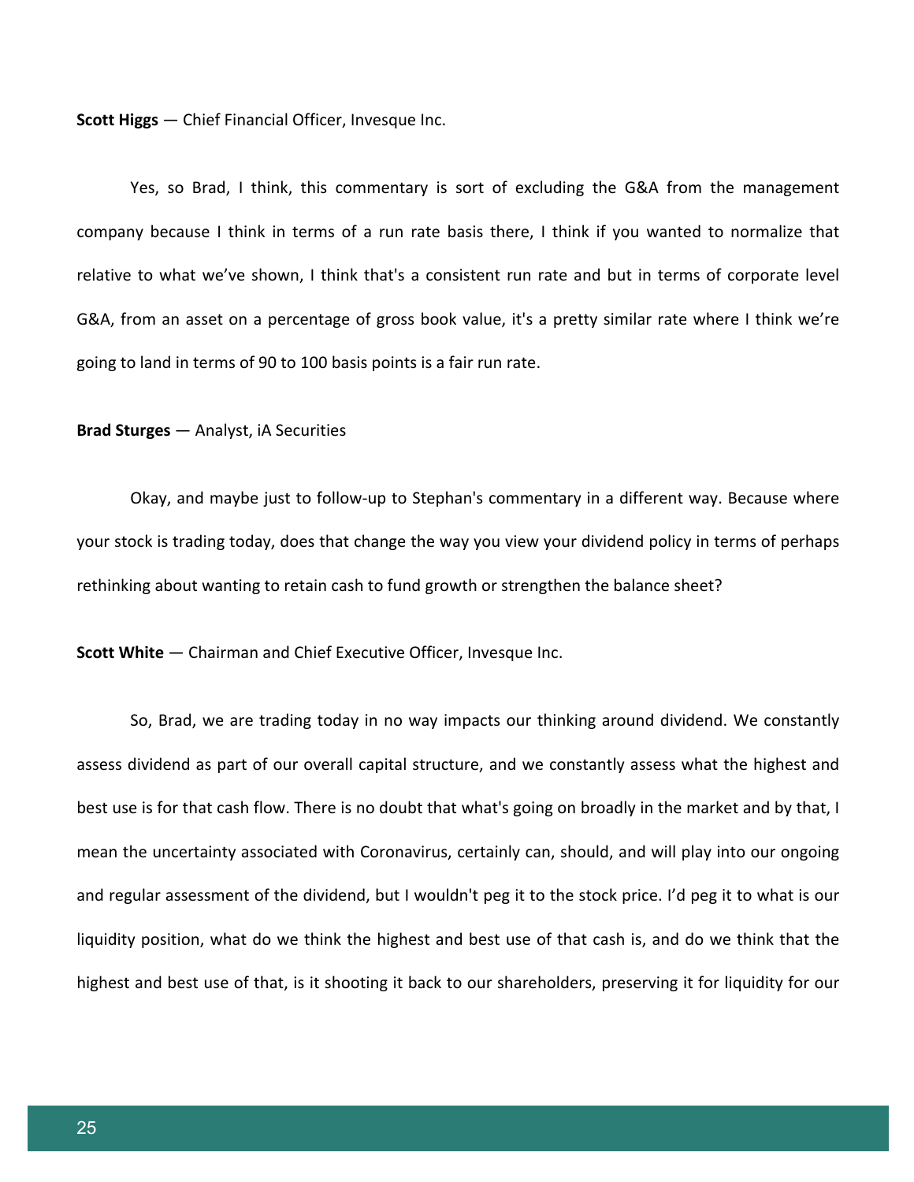**Scott Higgs** — Chief Financial Officer, Invesque Inc.

Yes, so Brad, I think, this commentary is sort of excluding the G&A from the management company because I think in terms of a run rate basis there, I think if you wanted to normalize that relative to what we've shown, I think that's a consistent run rate and but in terms of corporate level G&A, from an asset on a percentage of gross book value, it's a pretty similar rate where I think we're going to land in terms of 90 to 100 basis points is a fair run rate.

**Brad Sturges** — Analyst, iA Securities

Okay, and maybe just to follow-up to Stephan's commentary in a different way. Because where your stock is trading today, does that change the way you view your dividend policy in terms of perhaps rethinking about wanting to retain cash to fund growth or strengthen the balance sheet?

**Scott White** — Chairman and Chief Executive Officer, Invesque Inc.

So, Brad, we are trading today in no way impacts our thinking around dividend. We constantly assess dividend as part of our overall capital structure, and we constantly assess what the highest and best use is for that cash flow. There is no doubt that what's going on broadly in the market and by that, I mean the uncertainty associated with Coronavirus, certainly can, should, and will play into our ongoing and regular assessment of the dividend, but I wouldn't peg it to the stock price. I'd peg it to what is our liquidity position, what do we think the highest and best use of that cash is, and do we think that the highest and best use of that, is it shooting it back to our shareholders, preserving it for liquidity for our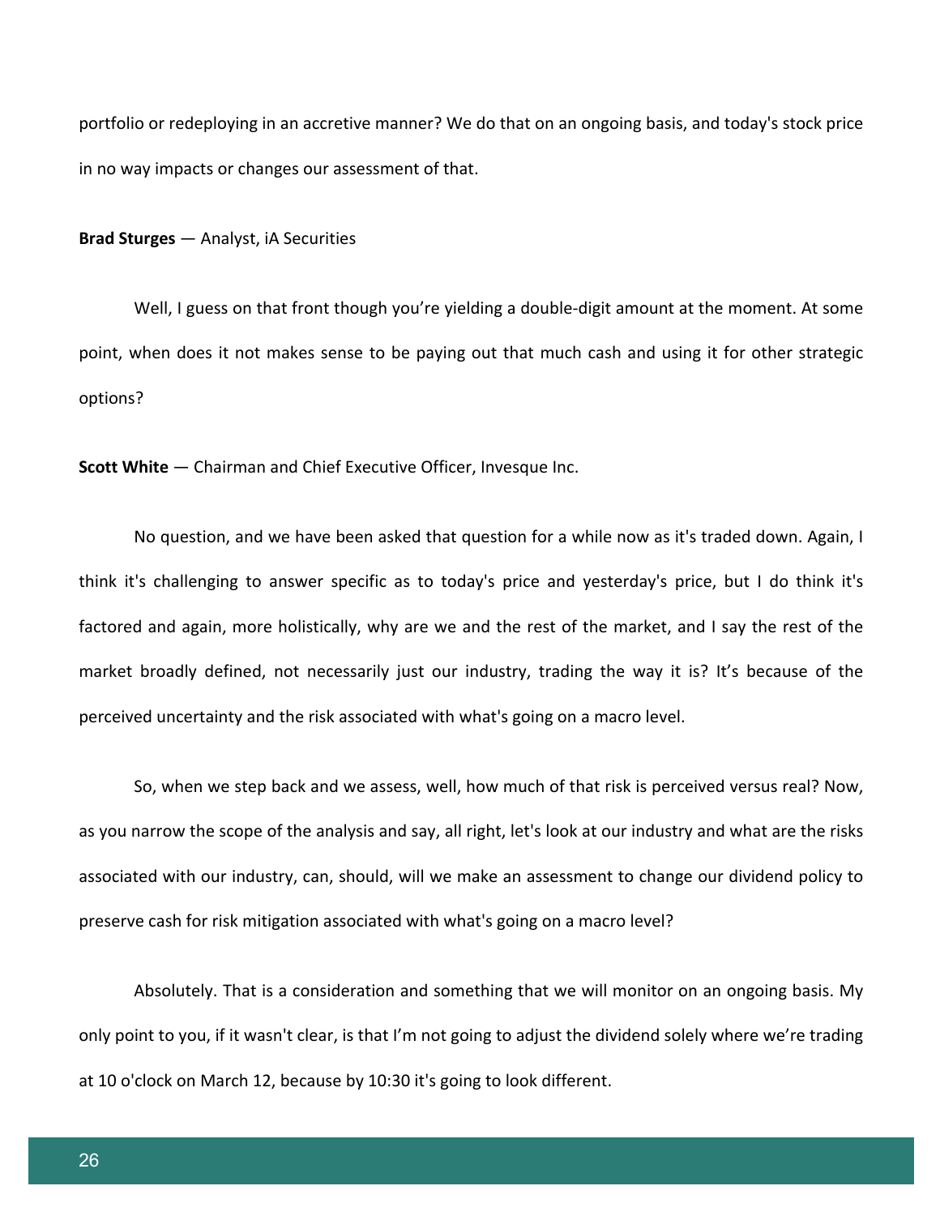portfolio or redeploying in an accretive manner? We do that on an ongoing basis, and today's stock price in no way impacts or changes our assessment of that.

**Brad Sturges** — Analyst, iA Securities

Well, I guess on that front though you're yielding a double-digit amount at the moment. At some point, when does it not makes sense to be paying out that much cash and using it for other strategic options?

**Scott White** — Chairman and Chief Executive Officer, Invesque Inc.

No question, and we have been asked that question for a while now as it's traded down. Again, I think it's challenging to answer specific as to today's price and yesterday's price, but I do think it's factored and again, more holistically, why are we and the rest of the market, and I say the rest of the market broadly defined, not necessarily just our industry, trading the way it is? It's because of the perceived uncertainty and the risk associated with what's going on a macro level.

So, when we step back and we assess, well, how much of that risk is perceived versus real? Now, as you narrow the scope of the analysis and say, all right, let's look at our industry and what are the risks associated with our industry, can, should, will we make an assessment to change our dividend policy to preserve cash for risk mitigation associated with what's going on a macro level?

Absolutely. That is a consideration and something that we will monitor on an ongoing basis. My only point to you, if it wasn't clear, is that I'm not going to adjust the dividend solely where we're trading at 10 o'clock on March 12, because by 10:30 it's going to look different.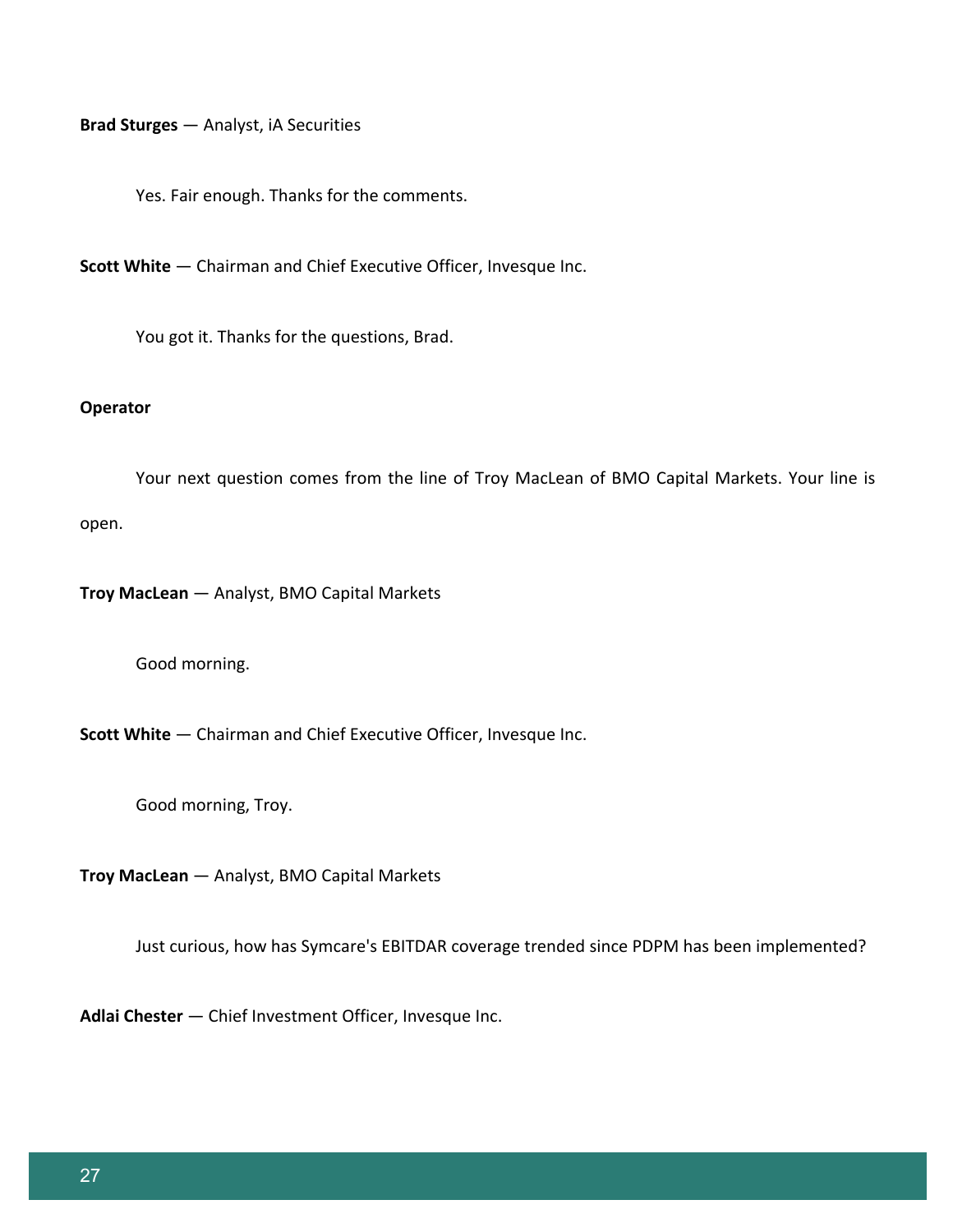**Brad Sturges** — Analyst, iA Securities

Yes. Fair enough. Thanks for the comments.

**Scott White** — Chairman and Chief Executive Officer, Invesque Inc.

You got it. Thanks for the questions, Brad.

**Operator**

Your next question comes from the line of Troy MacLean of BMO Capital Markets. Your line is open.

**Troy MacLean** — Analyst, BMO Capital Markets

Good morning.

**Scott White** — Chairman and Chief Executive Officer, Invesque Inc.

Good morning, Troy.

**Troy MacLean** — Analyst, BMO Capital Markets

Just curious, how has Symcare's EBITDAR coverage trended since PDPM has been implemented?

**Adlai Chester** — Chief Investment Officer, Invesque Inc.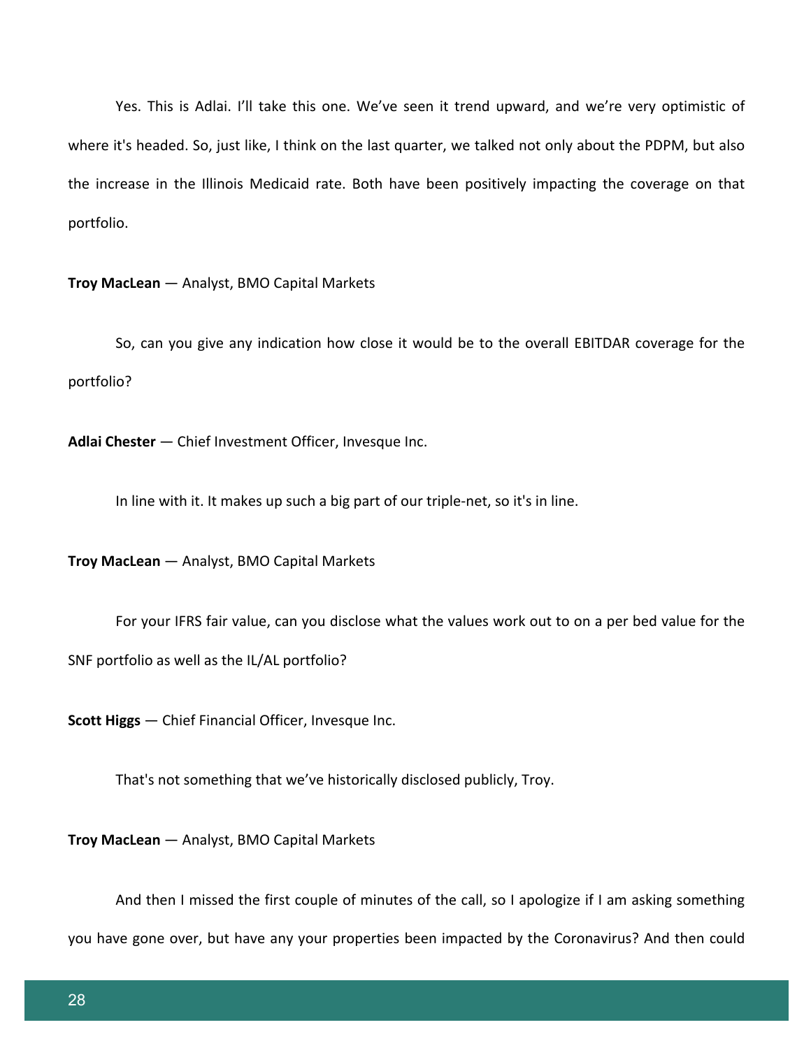Yes. This is Adlai. I'll take this one. We've seen it trend upward, and we're very optimistic of where it's headed. So, just like, I think on the last quarter, we talked not only about the PDPM, but also the increase in the Illinois Medicaid rate. Both have been positively impacting the coverage on that portfolio.

**Troy MacLean** — Analyst, BMO Capital Markets

So, can you give any indication how close it would be to the overall EBITDAR coverage for the portfolio?

**Adlai Chester** — Chief Investment Officer, Invesque Inc.

In line with it. It makes up such a big part of our triple-net, so it's in line.

**Troy MacLean** — Analyst, BMO Capital Markets

For your IFRS fair value, can you disclose what the values work out to on a per bed value for the SNF portfolio as well as the IL/AL portfolio?

**Scott Higgs** — Chief Financial Officer, Invesque Inc.

That's not something that we've historically disclosed publicly, Troy.

**Troy MacLean** — Analyst, BMO Capital Markets

And then I missed the first couple of minutes of the call, so I apologize if I am asking something you have gone over, but have any your properties been impacted by the Coronavirus? And then could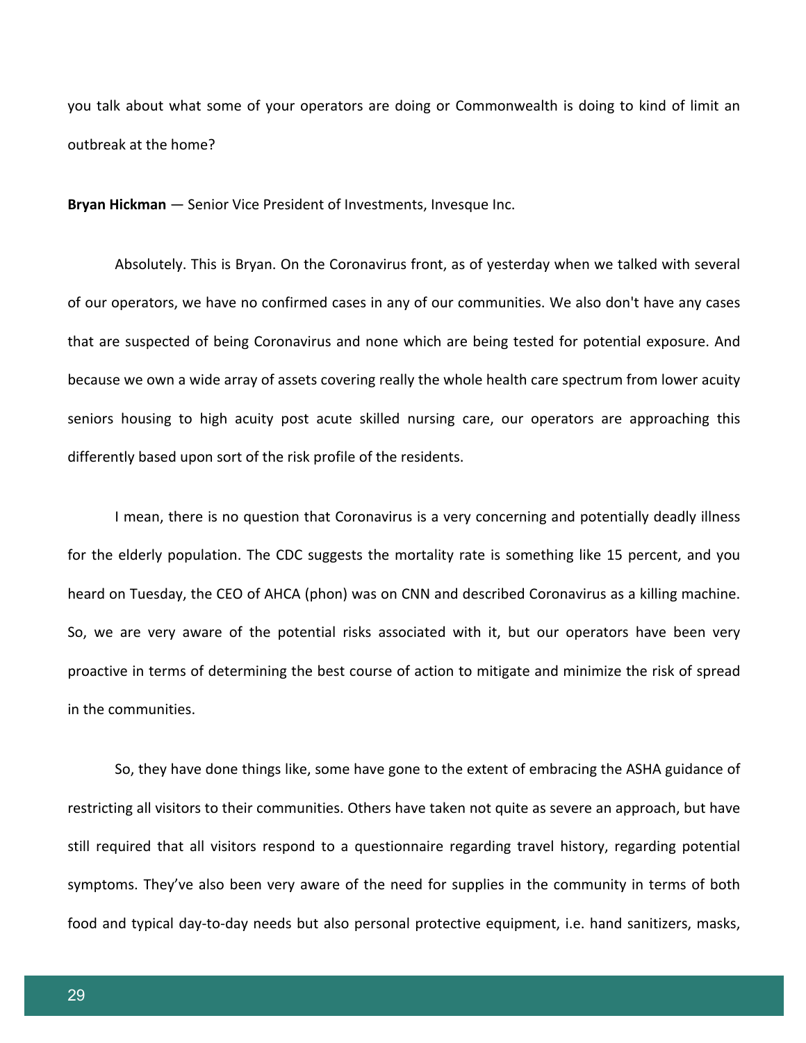you talk about what some of your operators are doing or Commonwealth is doing to kind of limit an outbreak at the home?

**Bryan Hickman** — Senior Vice President of Investments, Invesque Inc.

Absolutely. This is Bryan. On the Coronavirus front, as of yesterday when we talked with several of our operators, we have no confirmed cases in any of our communities. We also don't have any cases that are suspected of being Coronavirus and none which are being tested for potential exposure. And because we own a wide array of assets covering really the whole health care spectrum from lower acuity seniors housing to high acuity post acute skilled nursing care, our operators are approaching this differently based upon sort of the risk profile of the residents.

I mean, there is no question that Coronavirus is a very concerning and potentially deadly illness for the elderly population. The CDC suggests the mortality rate is something like 15 percent, and you heard on Tuesday, the CEO of AHCA (phon) was on CNN and described Coronavirus as a killing machine. So, we are very aware of the potential risks associated with it, but our operators have been very proactive in terms of determining the best course of action to mitigate and minimize the risk of spread in the communities.

So, they have done things like, some have gone to the extent of embracing the ASHA guidance of restricting all visitors to their communities. Others have taken not quite as severe an approach, but have still required that all visitors respond to a questionnaire regarding travel history, regarding potential symptoms. They've also been very aware of the need for supplies in the community in terms of both food and typical day-to-day needs but also personal protective equipment, i.e. hand sanitizers, masks,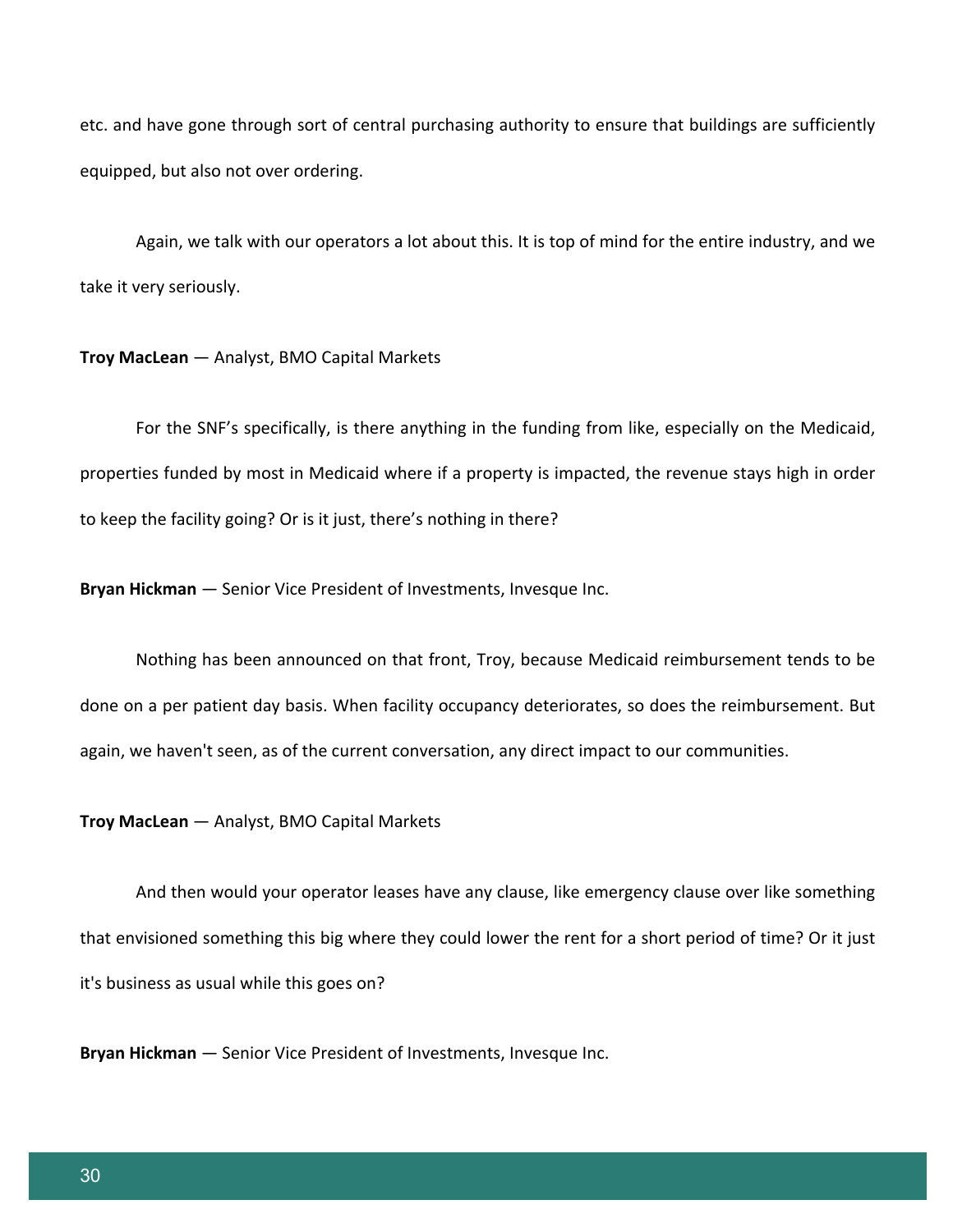etc. and have gone through sort of central purchasing authority to ensure that buildings are sufficiently equipped, but also not over ordering.

Again, we talk with our operators a lot about this. It is top of mind for the entire industry, and we take it very seriously.

**Troy MacLean** — Analyst, BMO Capital Markets

For the SNF's specifically, is there anything in the funding from like, especially on the Medicaid, properties funded by most in Medicaid where if a property is impacted, the revenue stays high in order to keep the facility going? Or is it just, there's nothing in there?

**Bryan Hickman** — Senior Vice President of Investments, Invesque Inc.

Nothing has been announced on that front, Troy, because Medicaid reimbursement tends to be done on a per patient day basis. When facility occupancy deteriorates, so does the reimbursement. But again, we haven't seen, as of the current conversation, any direct impact to our communities.

**Troy MacLean** — Analyst, BMO Capital Markets

And then would your operator leases have any clause, like emergency clause over like something that envisioned something this big where they could lower the rent for a short period of time? Or it just it's business as usual while this goes on?

**Bryan Hickman** — Senior Vice President of Investments, Invesque Inc.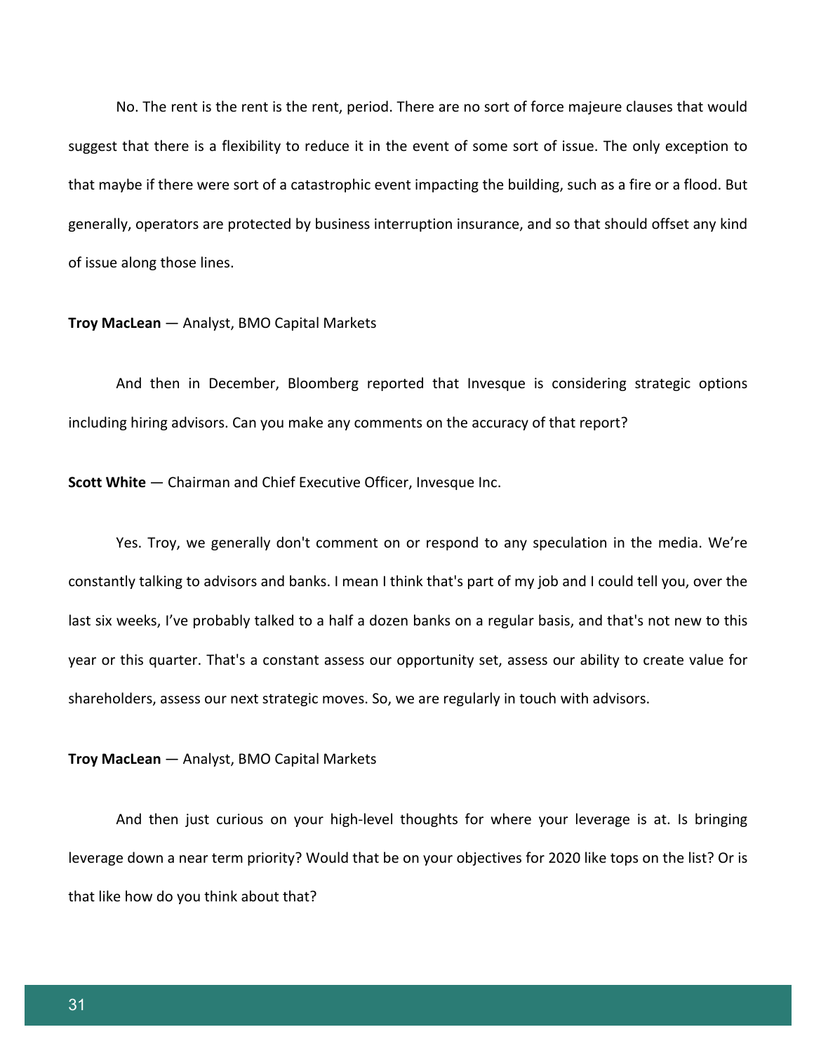No. The rent is the rent is the rent, period. There are no sort of force majeure clauses that would suggest that there is a flexibility to reduce it in the event of some sort of issue. The only exception to that maybe if there were sort of a catastrophic event impacting the building, such as a fire or a flood. But generally, operators are protected by business interruption insurance, and so that should offset any kind of issue along those lines.

**Troy MacLean** — Analyst, BMO Capital Markets

And then in December, Bloomberg reported that Invesque is considering strategic options including hiring advisors. Can you make any comments on the accuracy of that report?

**Scott White** — Chairman and Chief Executive Officer, Invesque Inc.

Yes. Troy, we generally don't comment on or respond to any speculation in the media. We're constantly talking to advisors and banks. I mean I think that's part of my job and I could tell you, over the last six weeks, I've probably talked to a half a dozen banks on a regular basis, and that's not new to this year or this quarter. That's a constant assess our opportunity set, assess our ability to create value for shareholders, assess our next strategic moves. So, we are regularly in touch with advisors.

**Troy MacLean** — Analyst, BMO Capital Markets

And then just curious on your high-level thoughts for where your leverage is at. Is bringing leverage down a near term priority? Would that be on your objectives for 2020 like tops on the list? Or is that like how do you think about that?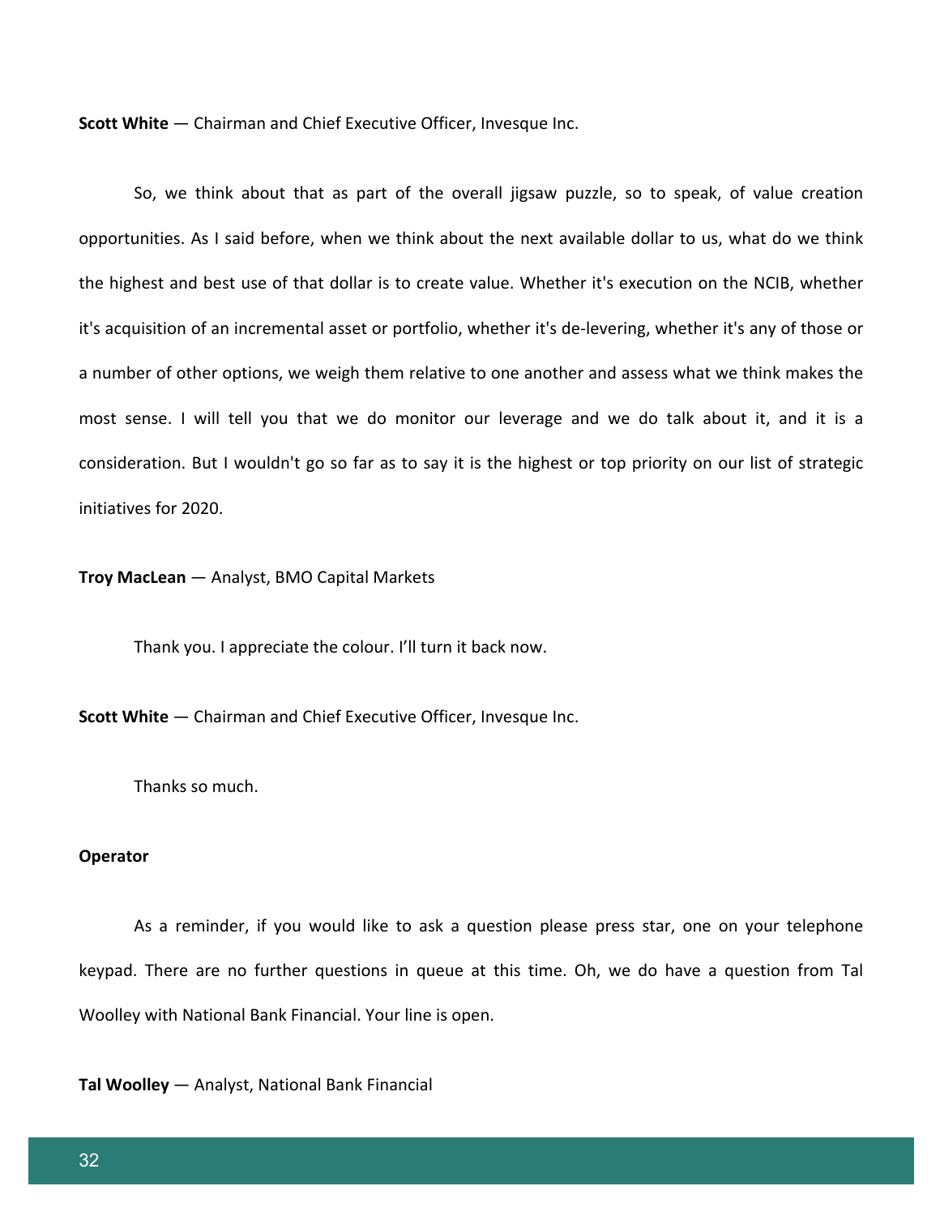**Scott White** — Chairman and Chief Executive Officer, Invesque Inc.

So, we think about that as part of the overall jigsaw puzzle, so to speak, of value creation opportunities. As I said before, when we think about the next available dollar to us, what do we think the highest and best use of that dollar is to create value. Whether it's execution on the NCIB, whether it's acquisition of an incremental asset or portfolio, whether it's de-levering, whether it's any of those or a number of other options, we weigh them relative to one another and assess what we think makes the most sense. I will tell you that we do monitor our leverage and we do talk about it, and it is a consideration. But I wouldn't go so far as to say it is the highest or top priority on our list of strategic initiatives for 2020.

**Troy MacLean** — Analyst, BMO Capital Markets

Thank you. I appreciate the colour. I'll turn it back now.

**Scott White** — Chairman and Chief Executive Officer, Invesque Inc.

Thanks so much.

**Operator**

As a reminder, if you would like to ask a question please press star, one on your telephone keypad. There are no further questions in queue at this time. Oh, we do have a question from Tal Woolley with National Bank Financial. Your line is open.

**Tal Woolley** — Analyst, National Bank Financial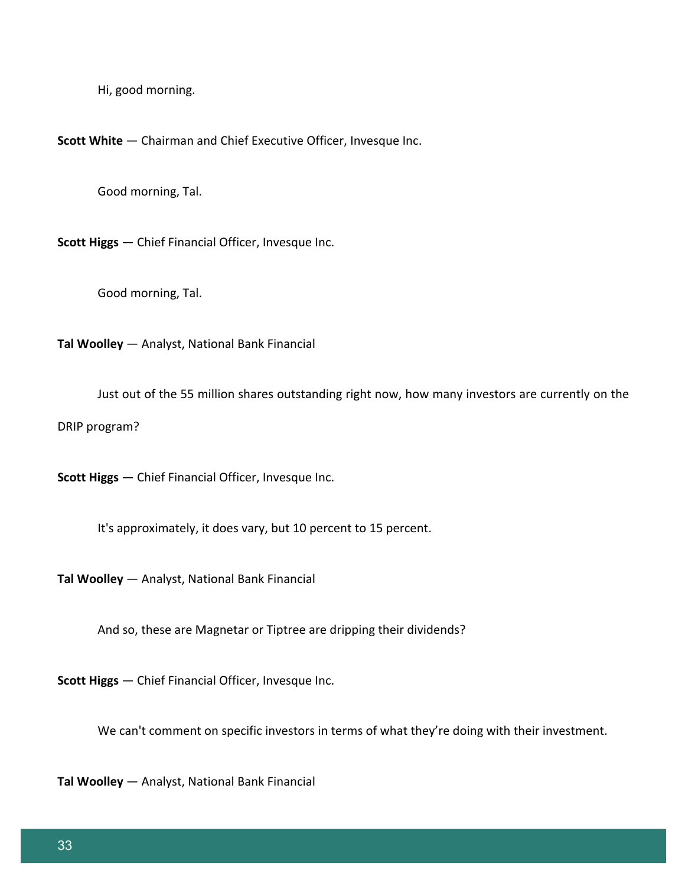Hi, good morning.

**Scott White** — Chairman and Chief Executive Officer, Invesque Inc.

Good morning, Tal.

**Scott Higgs** — Chief Financial Officer, Invesque Inc.

Good morning, Tal.

**Tal Woolley** — Analyst, National Bank Financial

Just out of the 55 million shares outstanding right now, how many investors are currently on the DRIP program?

**Scott Higgs** — Chief Financial Officer, Invesque Inc.

It's approximately, it does vary, but 10 percent to 15 percent.

**Tal Woolley** — Analyst, National Bank Financial

And so, these are Magnetar or Tiptree are dripping their dividends?

**Scott Higgs** — Chief Financial Officer, Invesque Inc.

We can't comment on specific investors in terms of what they're doing with their investment.

**Tal Woolley** — Analyst, National Bank Financial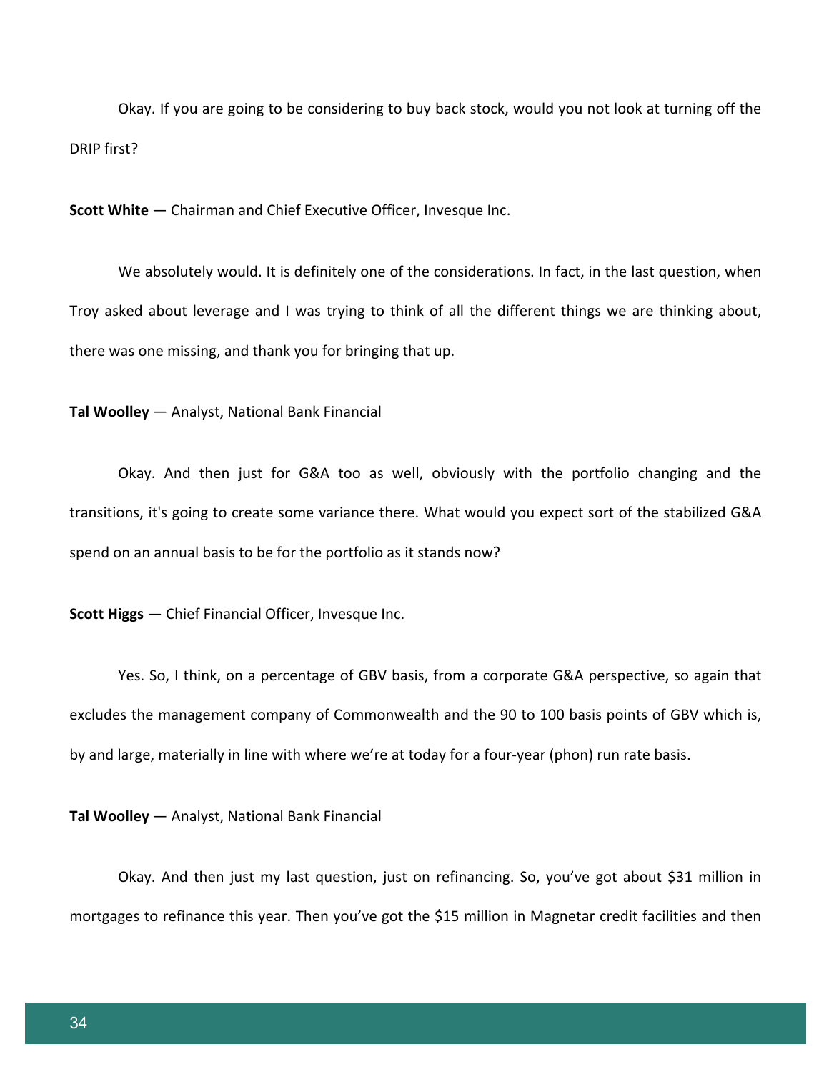Okay. If you are going to be considering to buy back stock, would you not look at turning off the DRIP first?

**Scott White** — Chairman and Chief Executive Officer, Invesque Inc.

We absolutely would. It is definitely one of the considerations. In fact, in the last question, when Troy asked about leverage and I was trying to think of all the different things we are thinking about, there was one missing, and thank you for bringing that up.

**Tal Woolley** — Analyst, National Bank Financial

Okay. And then just for G&A too as well, obviously with the portfolio changing and the transitions, it's going to create some variance there. What would you expect sort of the stabilized G&A spend on an annual basis to be for the portfolio as it stands now?

**Scott Higgs** — Chief Financial Officer, Invesque Inc.

Yes. So, I think, on a percentage of GBV basis, from a corporate G&A perspective, so again that excludes the management company of Commonwealth and the 90 to 100 basis points of GBV which is, by and large, materially in line with where we're at today for a four-year (phon) run rate basis.

**Tal Woolley** — Analyst, National Bank Financial

Okay. And then just my last question, just on refinancing. So, you've got about $31 million in mortgages to refinance this year. Then you've got the $15 million in Magnetar credit facilities and then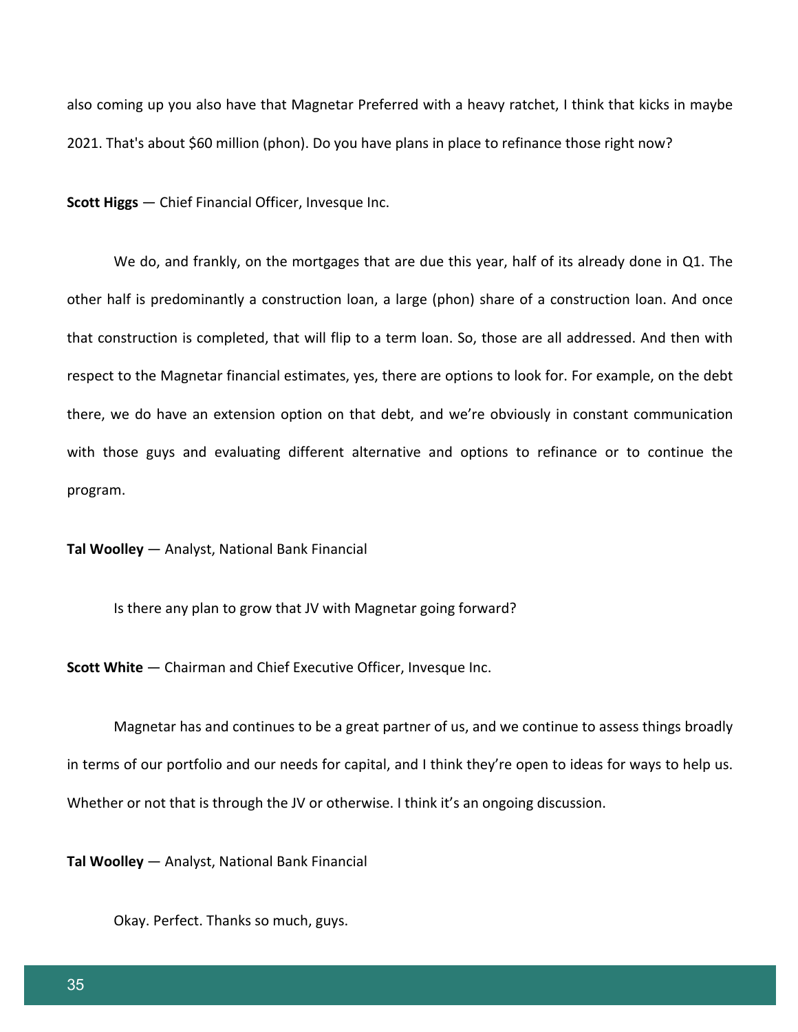also coming up you also have that Magnetar Preferred with a heavy ratchet, I think that kicks in maybe 2021. That's about $60 million (phon). Do you have plans in place to refinance those right now?

**Scott Higgs** — Chief Financial Officer, Invesque Inc.

We do, and frankly, on the mortgages that are due this year, half of its already done in Q1. The other half is predominantly a construction loan, a large (phon) share of a construction loan. And once that construction is completed, that will flip to a term loan. So, those are all addressed. And then with respect to the Magnetar financial estimates, yes, there are options to look for. For example, on the debt there, we do have an extension option on that debt, and we're obviously in constant communication with those guys and evaluating different alternative and options to refinance or to continue the program.

**Tal Woolley** — Analyst, National Bank Financial

Is there any plan to grow that JV with Magnetar going forward?

**Scott White** — Chairman and Chief Executive Officer, Invesque Inc.

Magnetar has and continues to be a great partner of us, and we continue to assess things broadly in terms of our portfolio and our needs for capital, and I think they're open to ideas for ways to help us. Whether or not that is through the JV or otherwise. I think it's an ongoing discussion.

**Tal Woolley** — Analyst, National Bank Financial

Okay. Perfect. Thanks so much, guys.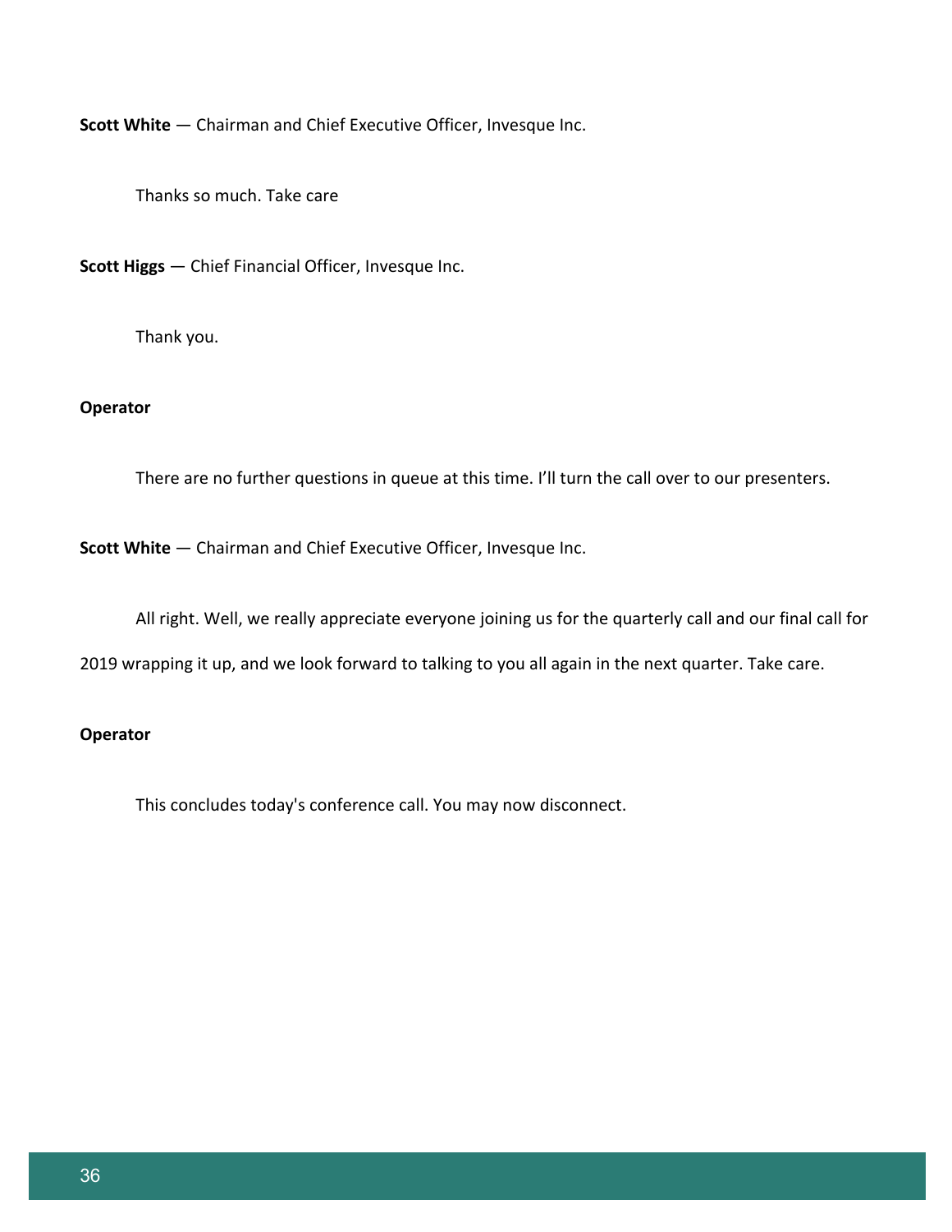**Scott White** — Chairman and Chief Executive Officer, Invesque Inc.

Thanks so much. Take care

**Scott Higgs** — Chief Financial Officer, Invesque Inc.

Thank you.

**Operator**

There are no further questions in queue at this time. I'll turn the call over to our presenters.

**Scott White** — Chairman and Chief Executive Officer, Invesque Inc.

All right. Well, we really appreciate everyone joining us for the quarterly call and our final call for 2019 wrapping it up, and we look forward to talking to you all again in the next quarter. Take care.

**Operator**

This concludes today's conference call. You may now disconnect.